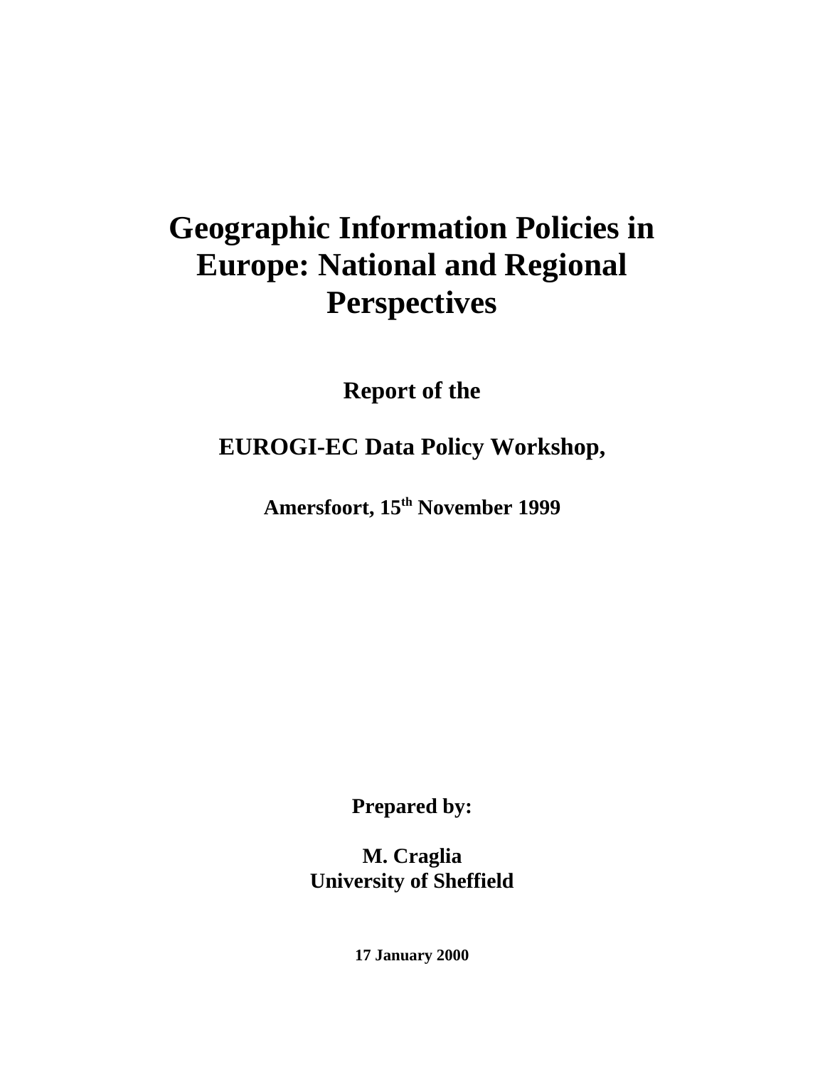# Geographic Information Policies in Europe: National and Regional Perspectives

**Report of the**

**EUROGI-EC Data Policy Workshop,**

**Amersfoort, 15th November 1999**

**Prepared by:**

**M. Craglia**
**University of Sheffield**

**17 January 2000**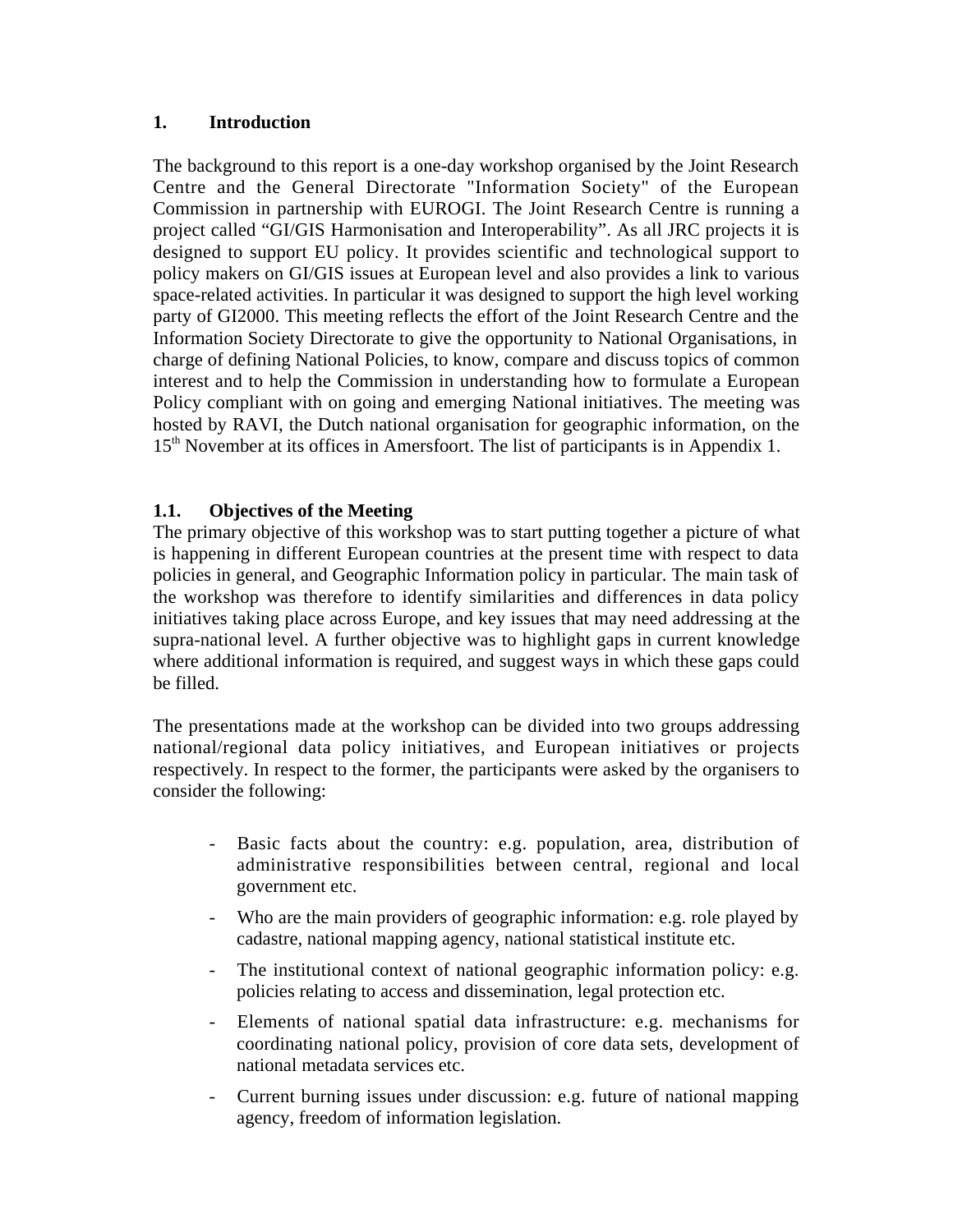# 1. Introduction

The background to this report is a one-day workshop organised by the Joint Research Centre and the General Directorate "Information Society" of the European Commission in partnership with EUROGI. The Joint Research Centre is running a project called "GI/GIS Harmonisation and Interoperability". As all JRC projects it is designed to support EU policy. It provides scientific and technological support to policy makers on GI/GIS issues at European level and also provides a link to various space-related activities. In particular it was designed to support the high level working party of GI2000. This meeting reflects the effort of the Joint Research Centre and the Information Society Directorate to give the opportunity to National Organisations, in charge of defining National Policies, to know, compare and discuss topics of common interest and to help the Commission in understanding how to formulate a European Policy compliant with on going and emerging National initiatives. The meeting was hosted by RAVI, the Dutch national organisation for geographic information, on the 15th November at its offices in Amersfoort. The list of participants is in Appendix 1.

## 1.1. Objectives of the Meeting

The primary objective of this workshop was to start putting together a picture of what is happening in different European countries at the present time with respect to data policies in general, and Geographic Information policy in particular. The main task of the workshop was therefore to identify similarities and differences in data policy initiatives taking place across Europe, and key issues that may need addressing at the supra-national level. A further objective was to highlight gaps in current knowledge where additional information is required, and suggest ways in which these gaps could be filled.

The presentations made at the workshop can be divided into two groups addressing national/regional data policy initiatives, and European initiatives or projects respectively. In respect to the former, the participants were asked by the organisers to consider the following:

- Basic facts about the country: e.g. population, area, distribution of administrative responsibilities between central, regional and local government etc.
- Who are the main providers of geographic information: e.g. role played by cadastre, national mapping agency, national statistical institute etc.
- The institutional context of national geographic information policy: e.g. policies relating to access and dissemination, legal protection etc.
- Elements of national spatial data infrastructure: e.g. mechanisms for coordinating national policy, provision of core data sets, development of national metadata services etc.
- Current burning issues under discussion: e.g. future of national mapping agency, freedom of information legislation.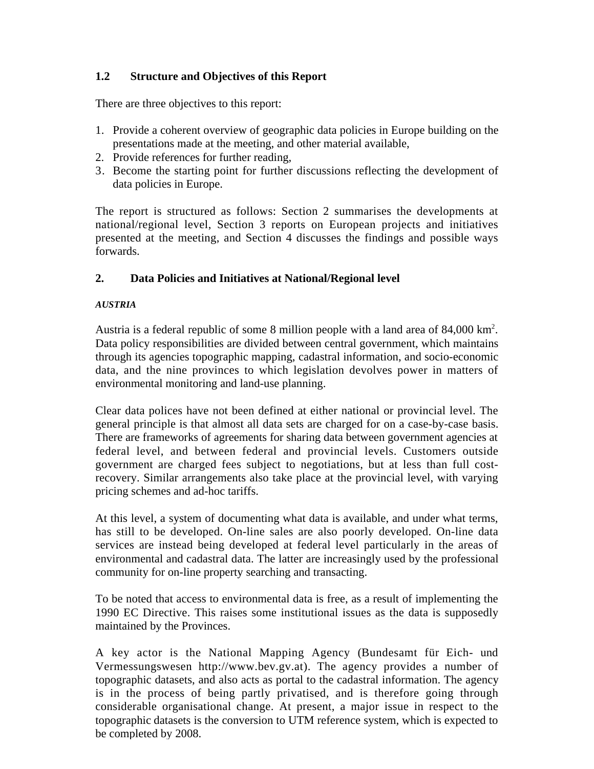### 1.2 Structure and Objectives of this Report

There are three objectives to this report:

1. Provide a coherent overview of geographic data policies in Europe building on the presentations made at the meeting, and other material available,
2. Provide references for further reading,
3. Become the starting point for further discussions reflecting the development of data policies in Europe.

The report is structured as follows: Section 2 summarises the developments at national/regional level, Section 3 reports on European projects and initiatives presented at the meeting, and Section 4 discusses the findings and possible ways forwards.

## 2. Data Policies and Initiatives at National/Regional level

***AUSTRIA***

Austria is a federal republic of some 8 million people with a land area of 84,000 km$^2$. Data policy responsibilities are divided between central government, which maintains through its agencies topographic mapping, cadastral information, and socio-economic data, and the nine provinces to which legislation devolves power in matters of environmental monitoring and land-use planning.

Clear data polices have not been defined at either national or provincial level. The general principle is that almost all data sets are charged for on a case-by-case basis. There are frameworks of agreements for sharing data between government agencies at federal level, and between federal and provincial levels. Customers outside government are charged fees subject to negotiations, but at less than full cost-recovery. Similar arrangements also take place at the provincial level, with varying pricing schemes and ad-hoc tariffs.

At this level, a system of documenting what data is available, and under what terms, has still to be developed. On-line sales are also poorly developed. On-line data services are instead being developed at federal level particularly in the areas of environmental and cadastral data. The latter are increasingly used by the professional community for on-line property searching and transacting.

To be noted that access to environmental data is free, as a result of implementing the 1990 EC Directive. This raises some institutional issues as the data is supposedly maintained by the Provinces.

A key actor is the National Mapping Agency (Bundesamt für Eich- und Vermessungswesen http://www.bev.gv.at). The agency provides a number of topographic datasets, and also acts as portal to the cadastral information. The agency is in the process of being partly privatised, and is therefore going through considerable organisational change. At present, a major issue in respect to the topographic datasets is the conversion to UTM reference system, which is expected to be completed by 2008.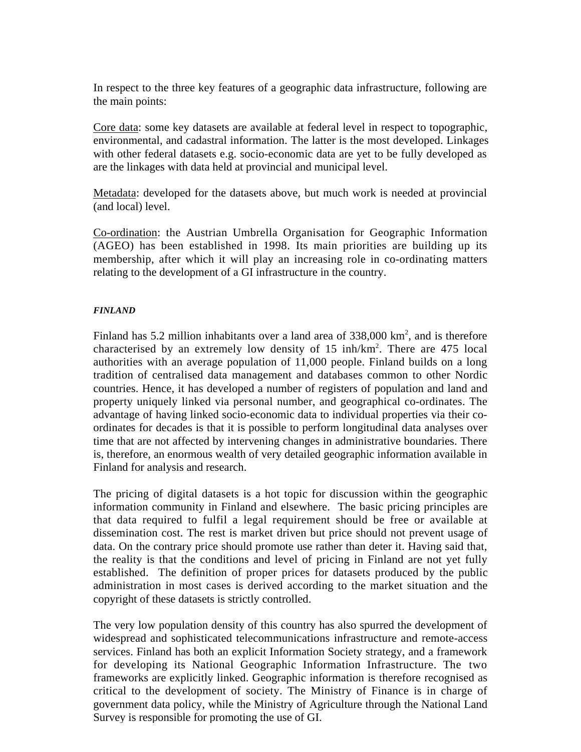In respect to the three key features of a geographic data infrastructure, following are the main points:

Core data: some key datasets are available at federal level in respect to topographic, environmental, and cadastral information. The latter is the most developed. Linkages with other federal datasets e.g. socio-economic data are yet to be fully developed as are the linkages with data held at provincial and municipal level.

Metadata: developed for the datasets above, but much work is needed at provincial (and local) level.

Co-ordination: the Austrian Umbrella Organisation for Geographic Information (AGEO) has been established in 1998. Its main priorities are building up its membership, after which it will play an increasing role in co-ordinating matters relating to the development of a GI infrastructure in the country.

***FINLAND***

Finland has 5.2 million inhabitants over a land area of 338,000 $km^2$, and is therefore characterised by an extremely low density of 15 $inh/km^2$. There are 475 local authorities with an average population of 11,000 people. Finland builds on a long tradition of centralised data management and databases common to other Nordic countries. Hence, it has developed a number of registers of population and land and property uniquely linked via personal number, and geographical co-ordinates. The advantage of having linked socio-economic data to individual properties via their co-ordinates for decades is that it is possible to perform longitudinal data analyses over time that are not affected by intervening changes in administrative boundaries. There is, therefore, an enormous wealth of very detailed geographic information available in Finland for analysis and research.

The pricing of digital datasets is a hot topic for discussion within the geographic information community in Finland and elsewhere. The basic pricing principles are that data required to fulfil a legal requirement should be free or available at dissemination cost. The rest is market driven but price should not prevent usage of data. On the contrary price should promote use rather than deter it. Having said that, the reality is that the conditions and level of pricing in Finland are not yet fully established. The definition of proper prices for datasets produced by the public administration in most cases is derived according to the market situation and the copyright of these datasets is strictly controlled.

The very low population density of this country has also spurred the development of widespread and sophisticated telecommunications infrastructure and remote-access services. Finland has both an explicit Information Society strategy, and a framework for developing its National Geographic Information Infrastructure. The two frameworks are explicitly linked. Geographic information is therefore recognised as critical to the development of society. The Ministry of Finance is in charge of government data policy, while the Ministry of Agriculture through the National Land Survey is responsible for promoting the use of GI.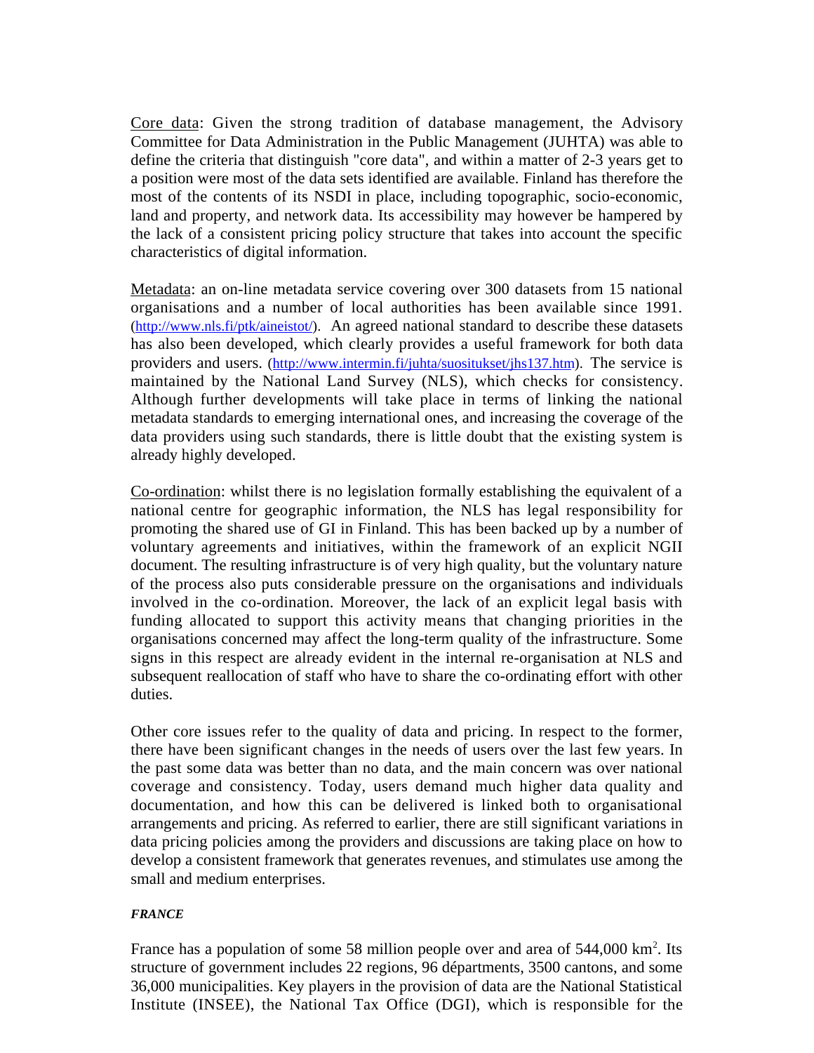Core data: Given the strong tradition of database management, the Advisory Committee for Data Administration in the Public Management (JUHTA) was able to define the criteria that distinguish "core data", and within a matter of 2-3 years get to a position were most of the data sets identified are available. Finland has therefore the most of the contents of its NSDI in place, including topographic, socio-economic, land and property, and network data. Its accessibility may however be hampered by the lack of a consistent pricing policy structure that takes into account the specific characteristics of digital information.

Metadata: an on-line metadata service covering over 300 datasets from 15 national organisations and a number of local authorities has been available since 1991. (http://www.nls.fi/ptk/aineistot/). An agreed national standard to describe these datasets has also been developed, which clearly provides a useful framework for both data providers and users. (http://www.intermin.fi/juhta/suositukset/jhs137.htm). The service is maintained by the National Land Survey (NLS), which checks for consistency. Although further developments will take place in terms of linking the national metadata standards to emerging international ones, and increasing the coverage of the data providers using such standards, there is little doubt that the existing system is already highly developed.

Co-ordination: whilst there is no legislation formally establishing the equivalent of a national centre for geographic information, the NLS has legal responsibility for promoting the shared use of GI in Finland. This has been backed up by a number of voluntary agreements and initiatives, within the framework of an explicit NGII document. The resulting infrastructure is of very high quality, but the voluntary nature of the process also puts considerable pressure on the organisations and individuals involved in the co-ordination. Moreover, the lack of an explicit legal basis with funding allocated to support this activity means that changing priorities in the organisations concerned may affect the long-term quality of the infrastructure. Some signs in this respect are already evident in the internal re-organisation at NLS and subsequent reallocation of staff who have to share the co-ordinating effort with other duties.

Other core issues refer to the quality of data and pricing. In respect to the former, there have been significant changes in the needs of users over the last few years. In the past some data was better than no data, and the main concern was over national coverage and consistency. Today, users demand much higher data quality and documentation, and how this can be delivered is linked both to organisational arrangements and pricing. As referred to earlier, there are still significant variations in data pricing policies among the providers and discussions are taking place on how to develop a consistent framework that generates revenues, and stimulates use among the small and medium enterprises.

### *FRANCE*

France has a population of some 58 million people over and area of 544,000 km$^2$. Its structure of government includes 22 regions, 96 départments, 3500 cantons, and some 36,000 municipalities. Key players in the provision of data are the National Statistical Institute (INSEE), the National Tax Office (DGI), which is responsible for the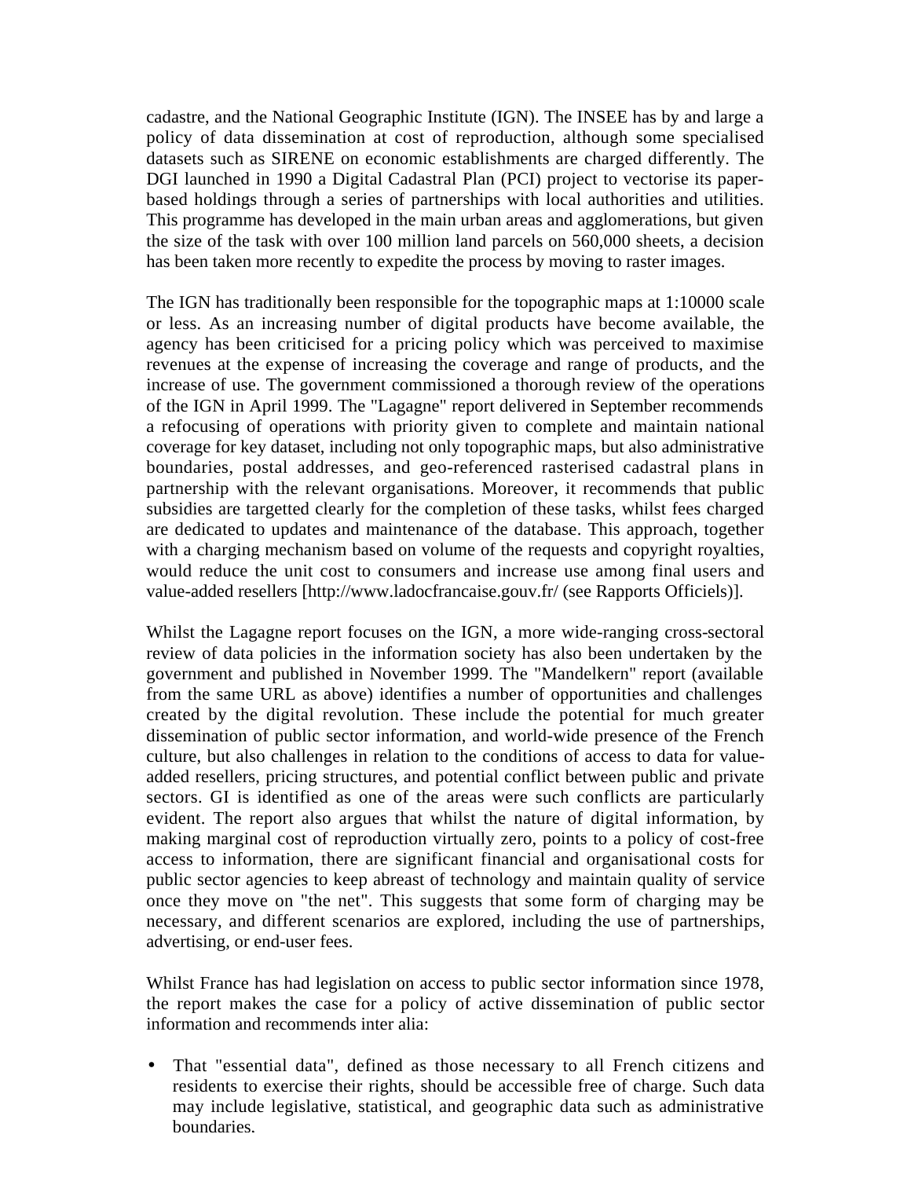cadastre, and the National Geographic Institute (IGN). The INSEE has by and large a policy of data dissemination at cost of reproduction, although some specialised datasets such as SIRENE on economic establishments are charged differently. The DGI launched in 1990 a Digital Cadastral Plan (PCI) project to vectorise its paper-based holdings through a series of partnerships with local authorities and utilities. This programme has developed in the main urban areas and agglomerations, but given the size of the task with over 100 million land parcels on 560,000 sheets, a decision has been taken more recently to expedite the process by moving to raster images.

The IGN has traditionally been responsible for the topographic maps at 1:10000 scale or less. As an increasing number of digital products have become available, the agency has been criticised for a pricing policy which was perceived to maximise revenues at the expense of increasing the coverage and range of products, and the increase of use. The government commissioned a thorough review of the operations of the IGN in April 1999. The "Lagagne" report delivered in September recommends a refocusing of operations with priority given to complete and maintain national coverage for key dataset, including not only topographic maps, but also administrative boundaries, postal addresses, and geo-referenced rasterised cadastral plans in partnership with the relevant organisations. Moreover, it recommends that public subsidies are targetted clearly for the completion of these tasks, whilst fees charged are dedicated to updates and maintenance of the database. This approach, together with a charging mechanism based on volume of the requests and copyright royalties, would reduce the unit cost to consumers and increase use among final users and value-added resellers [http://www.ladocfrancaise.gouv.fr/ (see Rapports Officiels)].

Whilst the Lagagne report focuses on the IGN, a more wide-ranging cross-sectoral review of data policies in the information society has also been undertaken by the government and published in November 1999. The "Mandelkern" report (available from the same URL as above) identifies a number of opportunities and challenges created by the digital revolution. These include the potential for much greater dissemination of public sector information, and world-wide presence of the French culture, but also challenges in relation to the conditions of access to data for value-added resellers, pricing structures, and potential conflict between public and private sectors. GI is identified as one of the areas were such conflicts are particularly evident. The report also argues that whilst the nature of digital information, by making marginal cost of reproduction virtually zero, points to a policy of cost-free access to information, there are significant financial and organisational costs for public sector agencies to keep abreast of technology and maintain quality of service once they move on "the net". This suggests that some form of charging may be necessary, and different scenarios are explored, including the use of partnerships, advertising, or end-user fees.

Whilst France has had legislation on access to public sector information since 1978, the report makes the case for a policy of active dissemination of public sector information and recommends inter alia:

- That "essential data", defined as those necessary to all French citizens and residents to exercise their rights, should be accessible free of charge. Such data may include legislative, statistical, and geographic data such as administrative boundaries.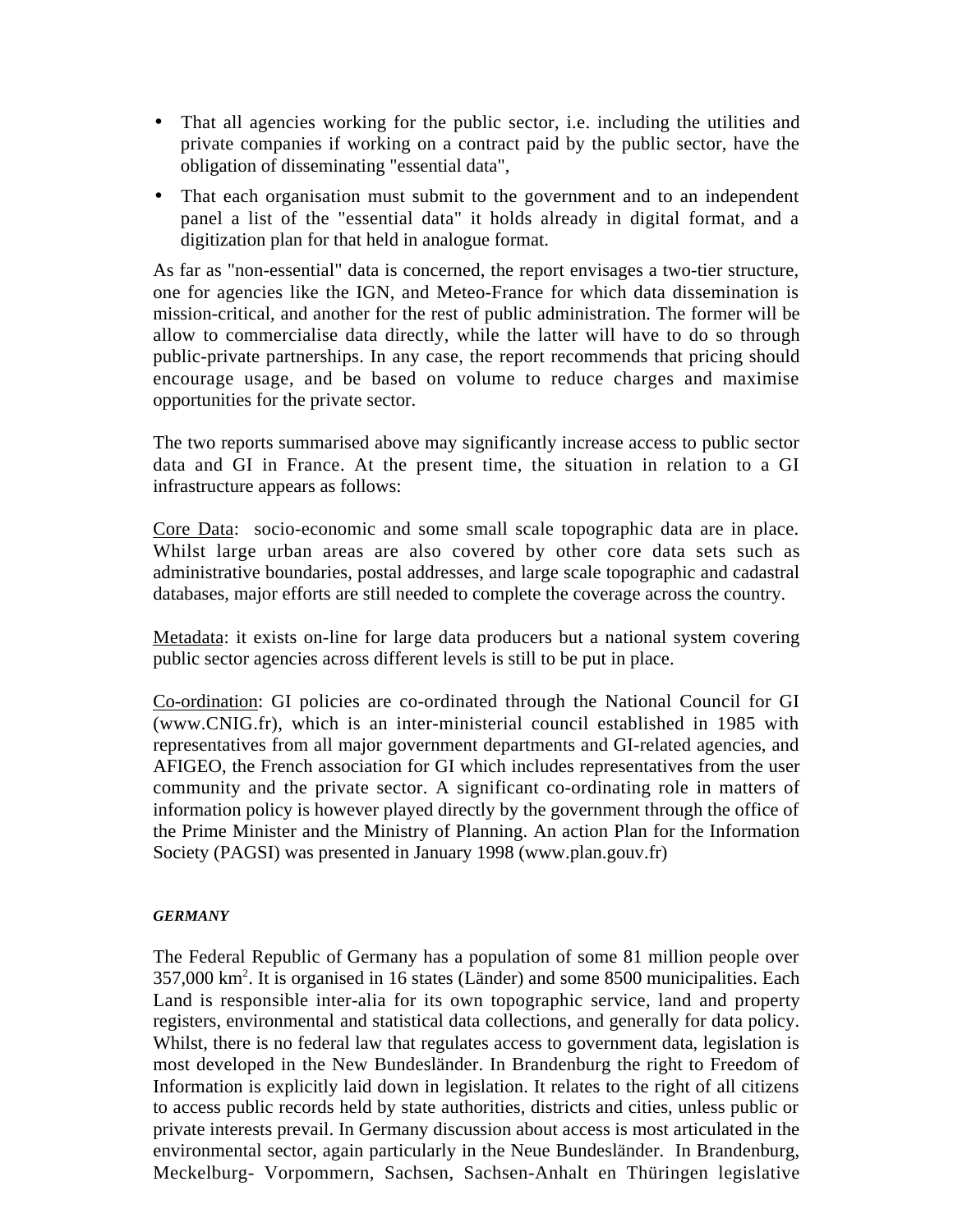- That all agencies working for the public sector, i.e. including the utilities and private companies if working on a contract paid by the public sector, have the obligation of disseminating "essential data",
- That each organisation must submit to the government and to an independent panel a list of the "essential data" it holds already in digital format, and a digitization plan for that held in analogue format.

As far as "non-essential" data is concerned, the report envisages a two-tier structure, one for agencies like the IGN, and Meteo-France for which data dissemination is mission-critical, and another for the rest of public administration. The former will be allow to commercialise data directly, while the latter will have to do so through public-private partnerships. In any case, the report recommends that pricing should encourage usage, and be based on volume to reduce charges and maximise opportunities for the private sector.

The two reports summarised above may significantly increase access to public sector data and GI in France. At the present time, the situation in relation to a GI infrastructure appears as follows:

<u>Core Data</u>: socio-economic and some small scale topographic data are in place. Whilst large urban areas are also covered by other core data sets such as administrative boundaries, postal addresses, and large scale topographic and cadastral databases, major efforts are still needed to complete the coverage across the country.

<u>Metadata</u>: it exists on-line for large data producers but a national system covering public sector agencies across different levels is still to be put in place.

<u>Co-ordination</u>: GI policies are co-ordinated through the National Council for GI (www.CNIG.fr), which is an inter-ministerial council established in 1985 with representatives from all major government departments and GI-related agencies, and AFIGEO, the French association for GI which includes representatives from the user community and the private sector. A significant co-ordinating role in matters of information policy is however played directly by the government through the office of the Prime Minister and the Ministry of Planning. An action Plan for the Information Society (PAGSI) was presented in January 1998 (www.plan.gouv.fr)

***GERMANY***

The Federal Republic of Germany has a population of some 81 million people over 357,000 km$^2$. It is organised in 16 states (Länder) and some 8500 municipalities. Each Land is responsible inter-alia for its own topographic service, land and property registers, environmental and statistical data collections, and generally for data policy. Whilst, there is no federal law that regulates access to government data, legislation is most developed in the New Bundesländer. In Brandenburg the right to Freedom of Information is explicitly laid down in legislation. It relates to the right of all citizens to access public records held by state authorities, districts and cities, unless public or private interests prevail. In Germany discussion about access is most articulated in the environmental sector, again particularly in the Neue Bundesländer. In Brandenburg, Meckelburg- Vorpommern, Sachsen, Sachsen-Anhalt en Thüringen legislative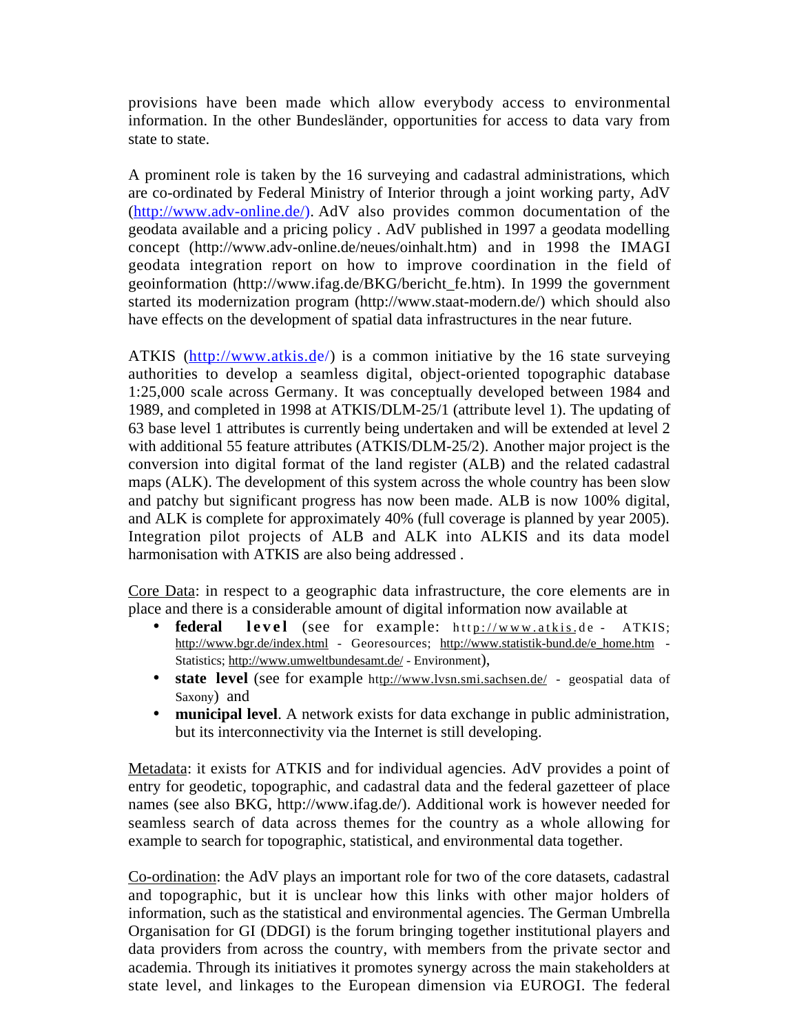provisions have been made which allow everybody access to environmental information. In the other Bundesländer, opportunities for access to data vary from state to state.

A prominent role is taken by the 16 surveying and cadastral administrations, which are co-ordinated by Federal Ministry of Interior through a joint working party, AdV (http://www.adv-online.de/). AdV also provides common documentation of the geodata available and a pricing policy . AdV published in 1997 a geodata modelling concept (http://www.adv-online.de/neues/oinhalt.htm) and in 1998 the IMAGI geodata integration report on how to improve coordination in the field of geoinformation (http://www.ifag.de/BKG/bericht_fe.htm). In 1999 the government started its modernization program (http://www.staat-modern.de/) which should also have effects on the development of spatial data infrastructures in the near future.

ATKIS (http://www.atkis.de/) is a common initiative by the 16 state surveying authorities to develop a seamless digital, object-oriented topographic database 1:25,000 scale across Germany. It was conceptually developed between 1984 and 1989, and completed in 1998 at ATKIS/DLM-25/1 (attribute level 1). The updating of 63 base level 1 attributes is currently being undertaken and will be extended at level 2 with additional 55 feature attributes (ATKIS/DLM-25/2). Another major project is the conversion into digital format of the land register (ALB) and the related cadastral maps (ALK). The development of this system across the whole country has been slow and patchy but significant progress has now been made. ALB is now 100% digital, and ALK is complete for approximately 40% (full coverage is planned by year 2005). Integration pilot projects of ALB and ALK into ALKIS and its data model harmonisation with ATKIS are also being addressed .

Core Data: in respect to a geographic data infrastructure, the core elements are in place and there is a considerable amount of digital information now available at

- **federal level** (see for example: http://www.atkis.de - ATKIS; http://www.bgr.de/index.html - Georesources; http://www.statistik-bund.de/e_home.htm - Statistics; http://www.umweltbundesamt.de/ - Environment),
- **state level** (see for example http://www.lvsn.smi.sachsen.de/ - geospatial data of Saxony) and
- **municipal level**. A network exists for data exchange in public administration, but its interconnectivity via the Internet is still developing.

Metadata: it exists for ATKIS and for individual agencies. AdV provides a point of entry for geodetic, topographic, and cadastral data and the federal gazetteer of place names (see also BKG, http://www.ifag.de/). Additional work is however needed for seamless search of data across themes for the country as a whole allowing for example to search for topographic, statistical, and environmental data together.

Co-ordination: the AdV plays an important role for two of the core datasets, cadastral and topographic, but it is unclear how this links with other major holders of information, such as the statistical and environmental agencies. The German Umbrella Organisation for GI (DDGI) is the forum bringing together institutional players and data providers from across the country, with members from the private sector and academia. Through its initiatives it promotes synergy across the main stakeholders at state level, and linkages to the European dimension via EUROGI. The federal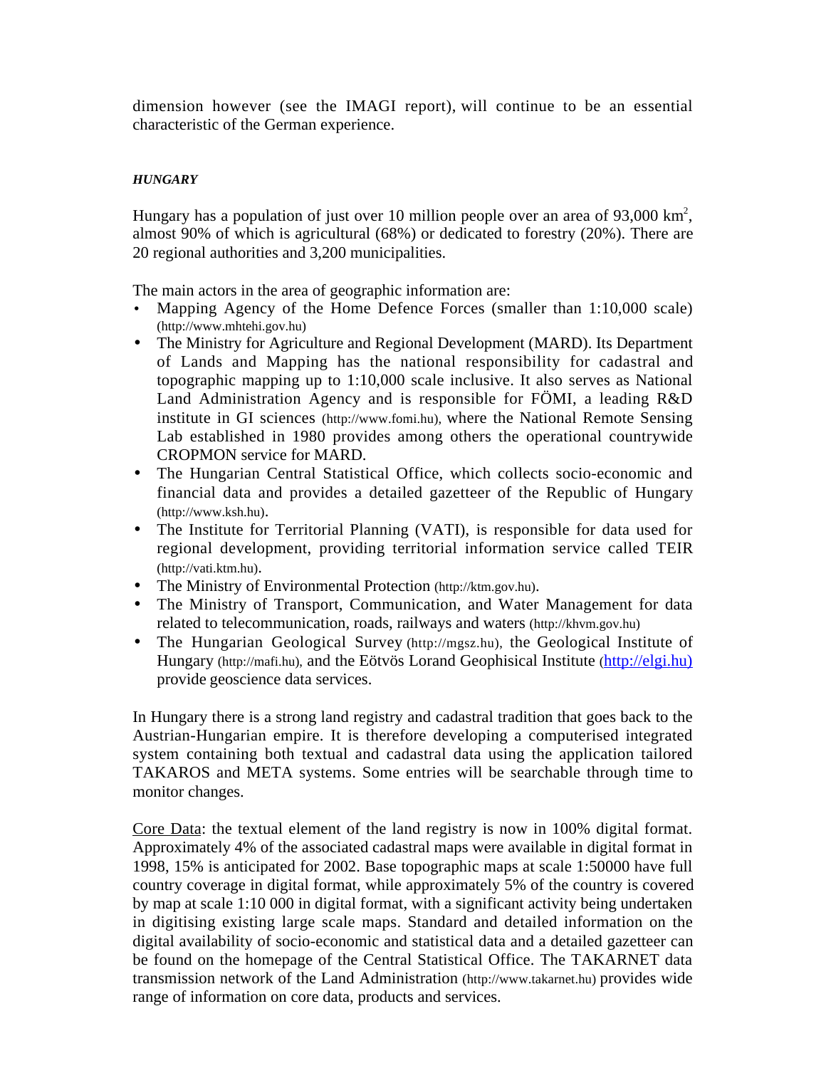dimension however (see the IMAGI report), will continue to be an essential characteristic of the German experience.

***HUNGARY***

Hungary has a population of just over 10 million people over an area of 93,000 km$^2$, almost 90% of which is agricultural (68%) or dedicated to forestry (20%). There are 20 regional authorities and 3,200 municipalities.

The main actors in the area of geographic information are:

- Mapping Agency of the Home Defence Forces (smaller than 1:10,000 scale) (http://www.mhtehi.gov.hu)
- The Ministry for Agriculture and Regional Development (MARD). Its Department of Lands and Mapping has the national responsibility for cadastral and topographic mapping up to 1:10,000 scale inclusive. It also serves as National Land Administration Agency and is responsible for FÖMI, a leading R&D institute in GI sciences (http://www.fomi.hu), where the National Remote Sensing Lab established in 1980 provides among others the operational countrywide CROPMON service for MARD.
- The Hungarian Central Statistical Office, which collects socio-economic and financial data and provides a detailed gazetteer of the Republic of Hungary (http://www.ksh.hu).
- The Institute for Territorial Planning (VATI), is responsible for data used for regional development, providing territorial information service called TEIR (http://vati.ktm.hu).
- The Ministry of Environmental Protection (http://ktm.gov.hu).
- The Ministry of Transport, Communication, and Water Management for data related to telecommunication, roads, railways and waters (http://khvm.gov.hu)
- The Hungarian Geological Survey (http://mgsz.hu), the Geological Institute of Hungary (http://mafi.hu), and the Eötvös Lorand Geophisical Institute (http://elgi.hu) provide geoscience data services.

In Hungary there is a strong land registry and cadastral tradition that goes back to the Austrian-Hungarian empire. It is therefore developing a computerised integrated system containing both textual and cadastral data using the application tailored TAKAROS and META systems. Some entries will be searchable through time to monitor changes.

Core Data: the textual element of the land registry is now in 100% digital format. Approximately 4% of the associated cadastral maps were available in digital format in 1998, 15% is anticipated for 2002. Base topographic maps at scale 1:50000 have full country coverage in digital format, while approximately 5% of the country is covered by map at scale 1:10 000 in digital format, with a significant activity being undertaken in digitising existing large scale maps. Standard and detailed information on the digital availability of socio-economic and statistical data and a detailed gazetteer can be found on the homepage of the Central Statistical Office. The TAKARNET data transmission network of the Land Administration (http://www.takarnet.hu) provides wide range of information on core data, products and services.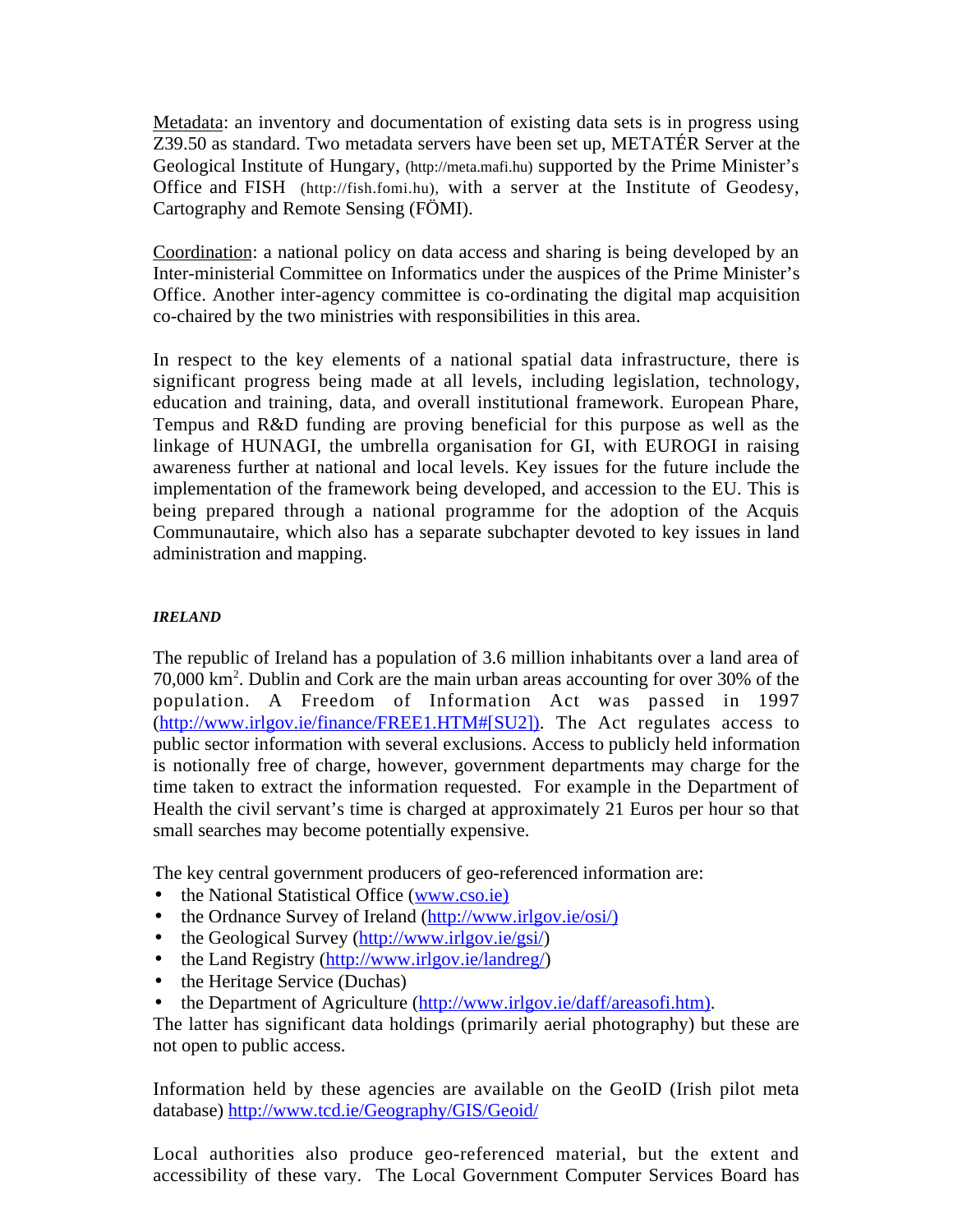Metadata: an inventory and documentation of existing data sets is in progress using Z39.50 as standard. Two metadata servers have been set up, METATÉR Server at the Geological Institute of Hungary, (http://meta.mafi.hu) supported by the Prime Minister's Office and FISH (http://fish.fomi.hu), with a server at the Institute of Geodesy, Cartography and Remote Sensing (FÖMI).

Coordination: a national policy on data access and sharing is being developed by an Inter-ministerial Committee on Informatics under the auspices of the Prime Minister's Office. Another inter-agency committee is co-ordinating the digital map acquisition co-chaired by the two ministries with responsibilities in this area.

In respect to the key elements of a national spatial data infrastructure, there is significant progress being made at all levels, including legislation, technology, education and training, data, and overall institutional framework. European Phare, Tempus and R&D funding are proving beneficial for this purpose as well as the linkage of HUNAGI, the umbrella organisation for GI, with EUROGI in raising awareness further at national and local levels. Key issues for the future include the implementation of the framework being developed, and accession to the EU. This is being prepared through a national programme for the adoption of the Acquis Communautaire, which also has a separate subchapter devoted to key issues in land administration and mapping.

### *IRELAND*

The republic of Ireland has a population of 3.6 million inhabitants over a land area of 70,000 km$^2$. Dublin and Cork are the main urban areas accounting for over 30% of the population. A Freedom of Information Act was passed in 1997 (http://www.irlgov.ie/finance/FREE1.HTM#[SU2]). The Act regulates access to public sector information with several exclusions. Access to publicly held information is notionally free of charge, however, government departments may charge for the time taken to extract the information requested. For example in the Department of Health the civil servant's time is charged at approximately 21 Euros per hour so that small searches may become potentially expensive.

The key central government producers of geo-referenced information are:

- the National Statistical Office (www.cso.ie)
- the Ordnance Survey of Ireland (http://www.irlgov.ie/osi/)
- the Geological Survey (http://www.irlgov.ie/gsi/)
- the Land Registry (http://www.irlgov.ie/landreg/)
- the Heritage Service (Duchas)
- the Department of Agriculture (http://www.irlgov.ie/daff/areasofi.htm).

The latter has significant data holdings (primarily aerial photography) but these are not open to public access.

Information held by these agencies are available on the GeoID (Irish pilot meta database) http://www.tcd.ie/Geography/GIS/Geoid/

Local authorities also produce geo-referenced material, but the extent and accessibility of these vary. The Local Government Computer Services Board has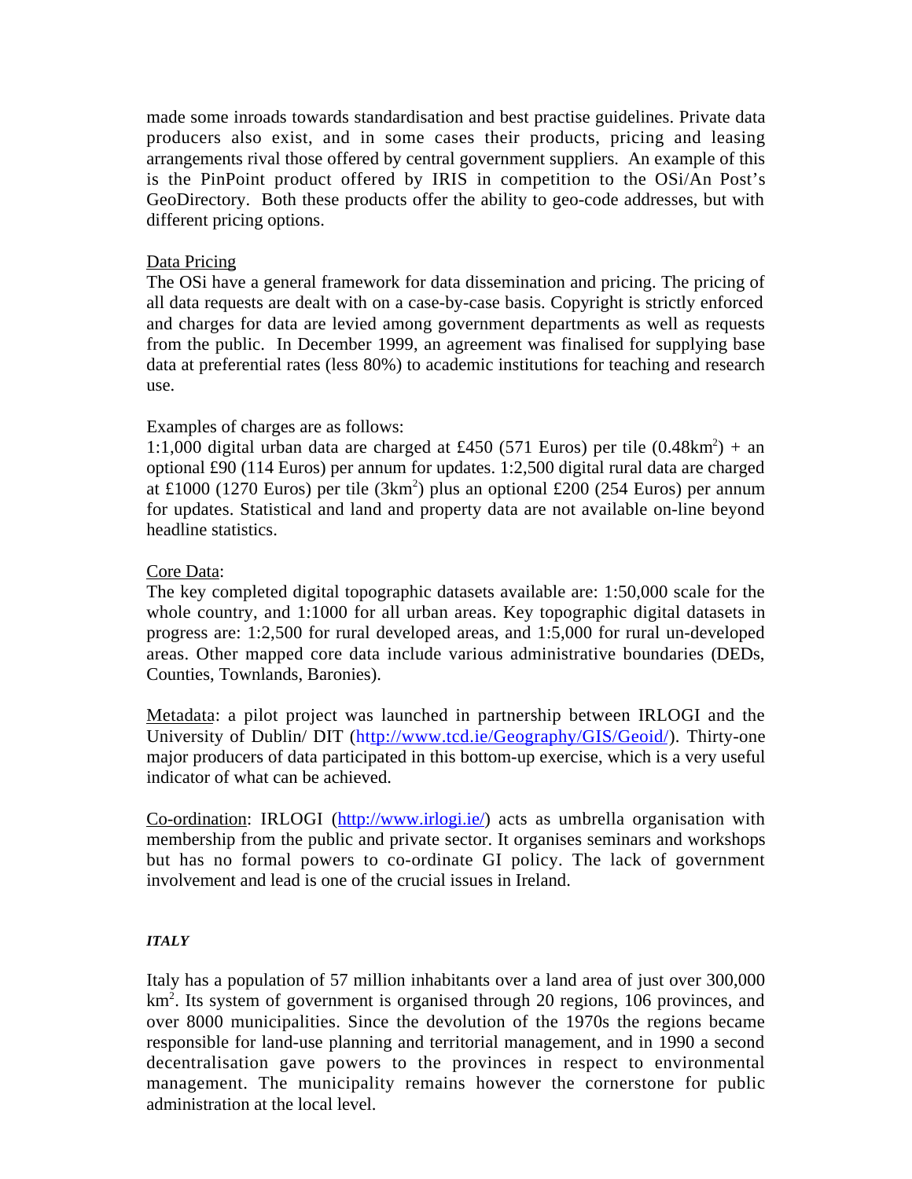made some inroads towards standardisation and best practise guidelines. Private data producers also exist, and in some cases their products, pricing and leasing arrangements rival those offered by central government suppliers. An example of this is the PinPoint product offered by IRIS in competition to the OSi/An Post's GeoDirectory. Both these products offer the ability to geo-code addresses, but with different pricing options.

Data Pricing

The OSi have a general framework for data dissemination and pricing. The pricing of all data requests are dealt with on a case-by-case basis. Copyright is strictly enforced and charges for data are levied among government departments as well as requests from the public. In December 1999, an agreement was finalised for supplying base data at preferential rates (less 80%) to academic institutions for teaching and research use.

Examples of charges are as follows:

1:1,000 digital urban data are charged at £450 (571 Euros) per tile (0.48km$^2$) + an optional £90 (114 Euros) per annum for updates. 1:2,500 digital rural data are charged at £1000 (1270 Euros) per tile (3km$^2$) plus an optional £200 (254 Euros) per annum for updates. Statistical and land and property data are not available on-line beyond headline statistics.

Core Data:

The key completed digital topographic datasets available are: 1:50,000 scale for the whole country, and 1:1000 for all urban areas. Key topographic digital datasets in progress are: 1:2,500 for rural developed areas, and 1:5,000 for rural un-developed areas. Other mapped core data include various administrative boundaries (DEDs, Counties, Townlands, Baronies).

Metadata: a pilot project was launched in partnership between IRLOGI and the University of Dublin/ DIT (http://www.tcd.ie/Geography/GIS/Geoid/). Thirty-one major producers of data participated in this bottom-up exercise, which is a very useful indicator of what can be achieved.

Co-ordination: IRLOGI (http://www.irlogi.ie/) acts as umbrella organisation with membership from the public and private sector. It organises seminars and workshops but has no formal powers to co-ordinate GI policy. The lack of government involvement and lead is one of the crucial issues in Ireland.

### *ITALY*

Italy has a population of 57 million inhabitants over a land area of just over 300,000 km$^2$. Its system of government is organised through 20 regions, 106 provinces, and over 8000 municipalities. Since the devolution of the 1970s the regions became responsible for land-use planning and territorial management, and in 1990 a second decentralisation gave powers to the provinces in respect to environmental management. The municipality remains however the cornerstone for public administration at the local level.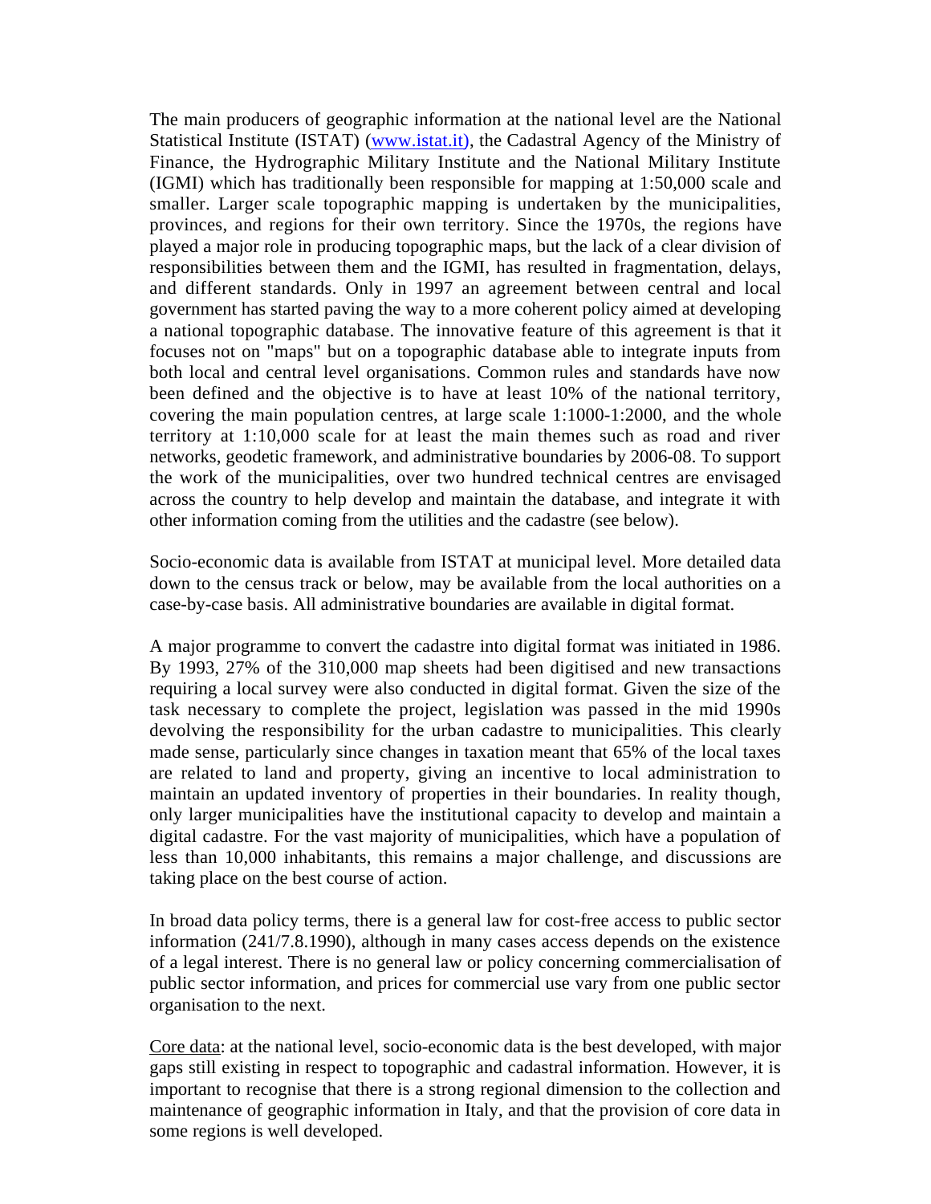The main producers of geographic information at the national level are the National Statistical Institute (ISTAT) (www.istat.it), the Cadastral Agency of the Ministry of Finance, the Hydrographic Military Institute and the National Military Institute (IGMI) which has traditionally been responsible for mapping at 1:50,000 scale and smaller. Larger scale topographic mapping is undertaken by the municipalities, provinces, and regions for their own territory. Since the 1970s, the regions have played a major role in producing topographic maps, but the lack of a clear division of responsibilities between them and the IGMI, has resulted in fragmentation, delays, and different standards. Only in 1997 an agreement between central and local government has started paving the way to a more coherent policy aimed at developing a national topographic database. The innovative feature of this agreement is that it focuses not on "maps" but on a topographic database able to integrate inputs from both local and central level organisations. Common rules and standards have now been defined and the objective is to have at least 10% of the national territory, covering the main population centres, at large scale 1:1000-1:2000, and the whole territory at 1:10,000 scale for at least the main themes such as road and river networks, geodetic framework, and administrative boundaries by 2006-08. To support the work of the municipalities, over two hundred technical centres are envisaged across the country to help develop and maintain the database, and integrate it with other information coming from the utilities and the cadastre (see below).

Socio-economic data is available from ISTAT at municipal level. More detailed data down to the census track or below, may be available from the local authorities on a case-by-case basis. All administrative boundaries are available in digital format.

A major programme to convert the cadastre into digital format was initiated in 1986. By 1993, 27% of the 310,000 map sheets had been digitised and new transactions requiring a local survey were also conducted in digital format. Given the size of the task necessary to complete the project, legislation was passed in the mid 1990s devolving the responsibility for the urban cadastre to municipalities. This clearly made sense, particularly since changes in taxation meant that 65% of the local taxes are related to land and property, giving an incentive to local administration to maintain an updated inventory of properties in their boundaries. In reality though, only larger municipalities have the institutional capacity to develop and maintain a digital cadastre. For the vast majority of municipalities, which have a population of less than 10,000 inhabitants, this remains a major challenge, and discussions are taking place on the best course of action.

In broad data policy terms, there is a general law for cost-free access to public sector information (241/7.8.1990), although in many cases access depends on the existence of a legal interest. There is no general law or policy concerning commercialisation of public sector information, and prices for commercial use vary from one public sector organisation to the next.

<u>Core data</u>: at the national level, socio-economic data is the best developed, with major gaps still existing in respect to topographic and cadastral information. However, it is important to recognise that there is a strong regional dimension to the collection and maintenance of geographic information in Italy, and that the provision of core data in some regions is well developed.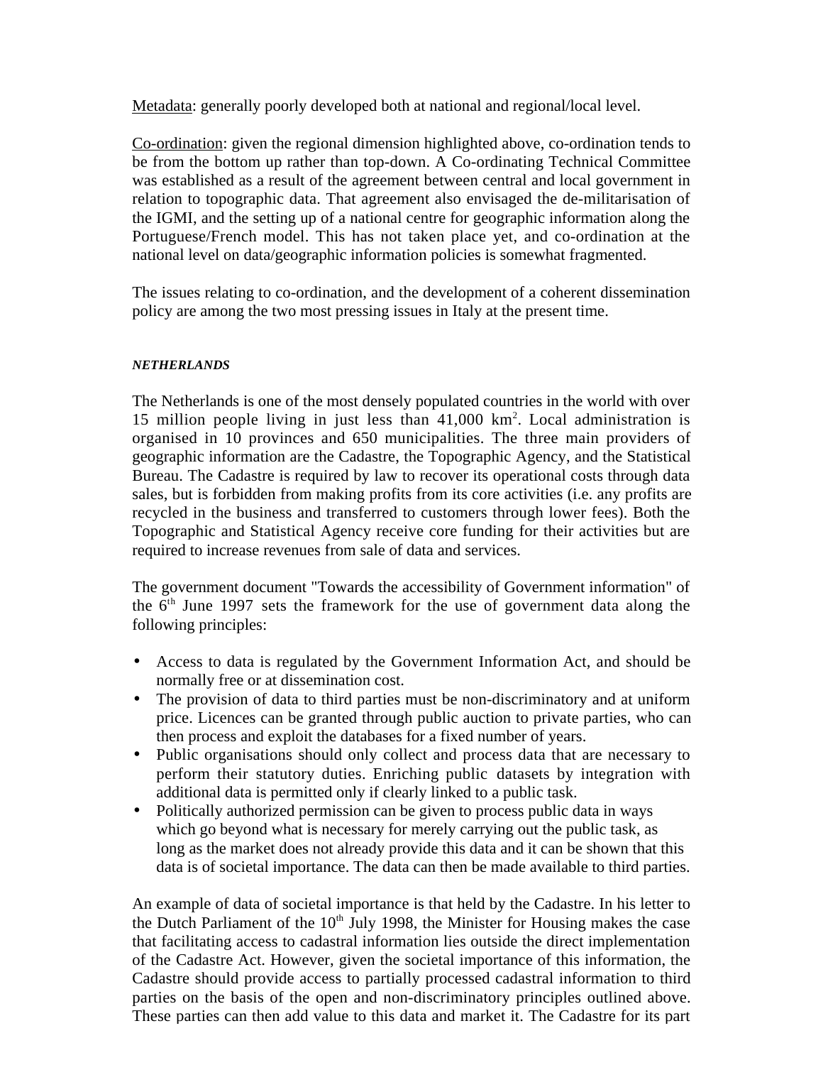Metadata: generally poorly developed both at national and regional/local level.

Co-ordination: given the regional dimension highlighted above, co-ordination tends to be from the bottom up rather than top-down. A Co-ordinating Technical Committee was established as a result of the agreement between central and local government in relation to topographic data. That agreement also envisaged the de-militarisation of the IGMI, and the setting up of a national centre for geographic information along the Portuguese/French model. This has not taken place yet, and co-ordination at the national level on data/geographic information policies is somewhat fragmented.

The issues relating to co-ordination, and the development of a coherent dissemination policy are among the two most pressing issues in Italy at the present time.

#### *NETHERLANDS*

The Netherlands is one of the most densely populated countries in the world with over 15 million people living in just less than 41,000 km$^2$. Local administration is organised in 10 provinces and 650 municipalities. The three main providers of geographic information are the Cadastre, the Topographic Agency, and the Statistical Bureau. The Cadastre is required by law to recover its operational costs through data sales, but is forbidden from making profits from its core activities (i.e. any profits are recycled in the business and transferred to customers through lower fees). Both the Topographic and Statistical Agency receive core funding for their activities but are required to increase revenues from sale of data and services.

The government document "Towards the accessibility of Government information" of the 6th June 1997 sets the framework for the use of government data along the following principles:

- Access to data is regulated by the Government Information Act, and should be normally free or at dissemination cost.
- The provision of data to third parties must be non-discriminatory and at uniform price. Licences can be granted through public auction to private parties, who can then process and exploit the databases for a fixed number of years.
- Public organisations should only collect and process data that are necessary to perform their statutory duties. Enriching public datasets by integration with additional data is permitted only if clearly linked to a public task.
- Politically authorized permission can be given to process public data in ways which go beyond what is necessary for merely carrying out the public task, as long as the market does not already provide this data and it can be shown that this data is of societal importance. The data can then be made available to third parties.

An example of data of societal importance is that held by the Cadastre. In his letter to the Dutch Parliament of the 10th July 1998, the Minister for Housing makes the case that facilitating access to cadastral information lies outside the direct implementation of the Cadastre Act. However, given the societal importance of this information, the Cadastre should provide access to partially processed cadastral information to third parties on the basis of the open and non-discriminatory principles outlined above. These parties can then add value to this data and market it. The Cadastre for its part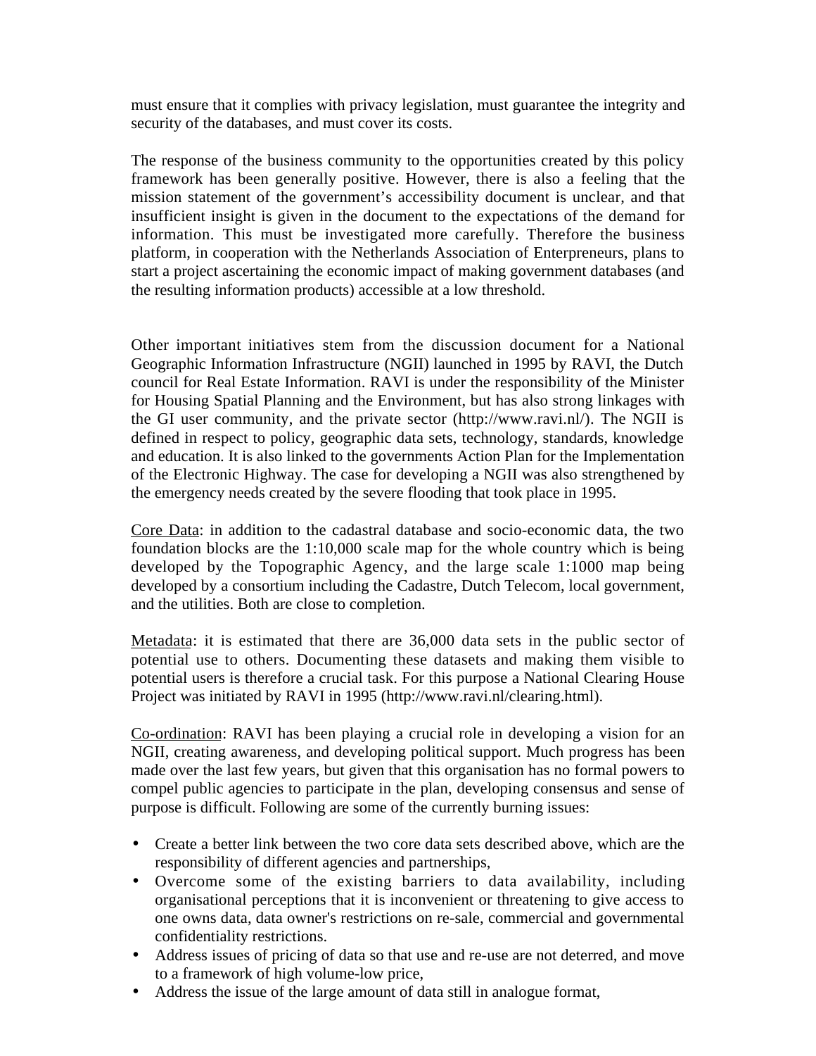must ensure that it complies with privacy legislation, must guarantee the integrity and security of the databases, and must cover its costs.

The response of the business community to the opportunities created by this policy framework has been generally positive. However, there is also a feeling that the mission statement of the government's accessibility document is unclear, and that insufficient insight is given in the document to the expectations of the demand for information. This must be investigated more carefully. Therefore the business platform, in cooperation with the Netherlands Association of Enterpreneurs, plans to start a project ascertaining the economic impact of making government databases (and the resulting information products) accessible at a low threshold.

Other important initiatives stem from the discussion document for a National Geographic Information Infrastructure (NGII) launched in 1995 by RAVI, the Dutch council for Real Estate Information. RAVI is under the responsibility of the Minister for Housing Spatial Planning and the Environment, but has also strong linkages with the GI user community, and the private sector (http://www.ravi.nl/). The NGII is defined in respect to policy, geographic data sets, technology, standards, knowledge and education. It is also linked to the governments Action Plan for the Implementation of the Electronic Highway. The case for developing a NGII was also strengthened by the emergency needs created by the severe flooding that took place in 1995.

<u>Core Data</u>: in addition to the cadastral database and socio-economic data, the two foundation blocks are the 1:10,000 scale map for the whole country which is being developed by the Topographic Agency, and the large scale 1:1000 map being developed by a consortium including the Cadastre, Dutch Telecom, local government, and the utilities. Both are close to completion.

<u>Metadata</u>: it is estimated that there are 36,000 data sets in the public sector of potential use to others. Documenting these datasets and making them visible to potential users is therefore a crucial task. For this purpose a National Clearing House Project was initiated by RAVI in 1995 (http://www.ravi.nl/clearing.html).

<u>Co-ordination</u>: RAVI has been playing a crucial role in developing a vision for an NGII, creating awareness, and developing political support. Much progress has been made over the last few years, but given that this organisation has no formal powers to compel public agencies to participate in the plan, developing consensus and sense of purpose is difficult. Following are some of the currently burning issues:

- Create a better link between the two core data sets described above, which are the responsibility of different agencies and partnerships,
- Overcome some of the existing barriers to data availability, including organisational perceptions that it is inconvenient or threatening to give access to one owns data, data owner's restrictions on re-sale, commercial and governmental confidentiality restrictions.
- Address issues of pricing of data so that use and re-use are not deterred, and move to a framework of high volume-low price,
- Address the issue of the large amount of data still in analogue format,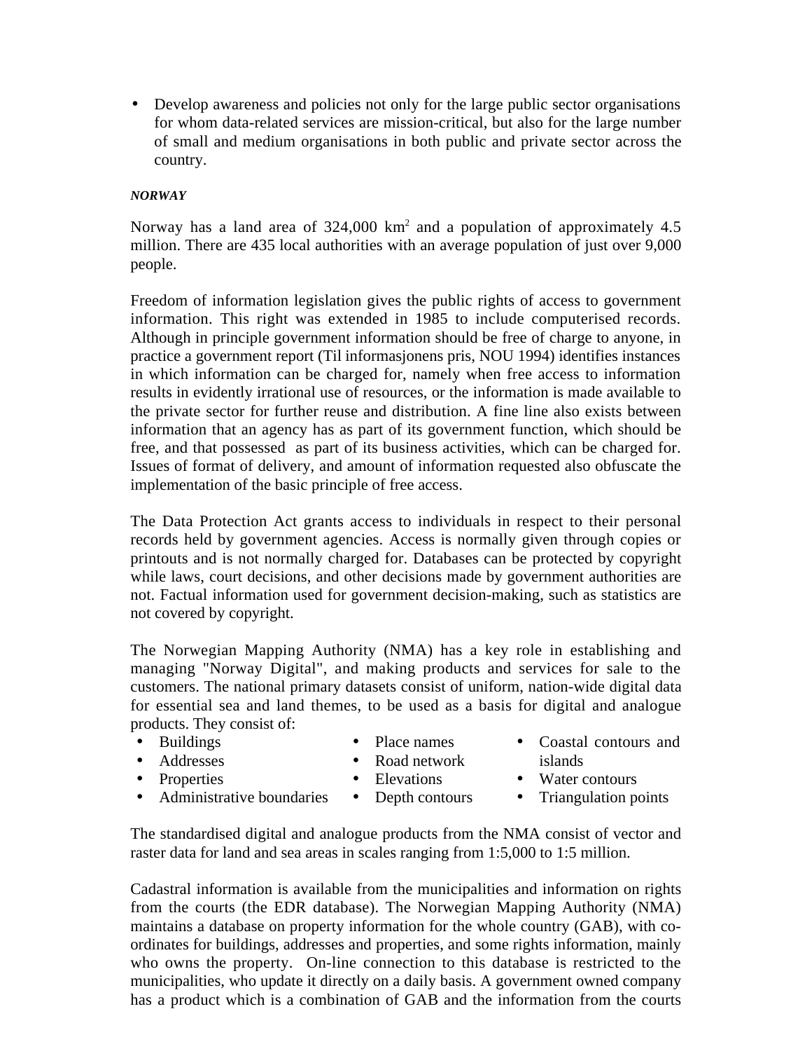- Develop awareness and policies not only for the large public sector organisations for whom data-related services are mission-critical, but also for the large number of small and medium organisations in both public and private sector across the country.

***NORWAY***

Norway has a land area of 324,000 km$^2$ and a population of approximately 4.5 million. There are 435 local authorities with an average population of just over 9,000 people.

Freedom of information legislation gives the public rights of access to government information. This right was extended in 1985 to include computerised records. Although in principle government information should be free of charge to anyone, in practice a government report (Til informasjonens pris, NOU 1994) identifies instances in which information can be charged for, namely when free access to information results in evidently irrational use of resources, or the information is made available to the private sector for further reuse and distribution. A fine line also exists between information that an agency has as part of its government function, which should be free, and that possessed as part of its business activities, which can be charged for. Issues of format of delivery, and amount of information requested also obfuscate the implementation of the basic principle of free access.

The Data Protection Act grants access to individuals in respect to their personal records held by government agencies. Access is normally given through copies or printouts and is not normally charged for. Databases can be protected by copyright while laws, court decisions, and other decisions made by government authorities are not. Factual information used for government decision-making, such as statistics are not covered by copyright.

The Norwegian Mapping Authority (NMA) has a key role in establishing and managing "Norway Digital", and making products and services for sale to the customers. The national primary datasets consist of uniform, nation-wide digital data for essential sea and land themes, to be used as a basis for digital and analogue products. They consist of:

- Buildings
- Addresses
- Properties
- Administrative boundaries
- Place names
- Road network
- Elevations
- Depth contours
- Coastal contours and islands
- Water contours
- Triangulation points

The standardised digital and analogue products from the NMA consist of vector and raster data for land and sea areas in scales ranging from 1:5,000 to 1:5 million.

Cadastral information is available from the municipalities and information on rights from the courts (the EDR database). The Norwegian Mapping Authority (NMA) maintains a database on property information for the whole country (GAB), with co-ordinates for buildings, addresses and properties, and some rights information, mainly who owns the property. On-line connection to this database is restricted to the municipalities, who update it directly on a daily basis. A government owned company has a product which is a combination of GAB and the information from the courts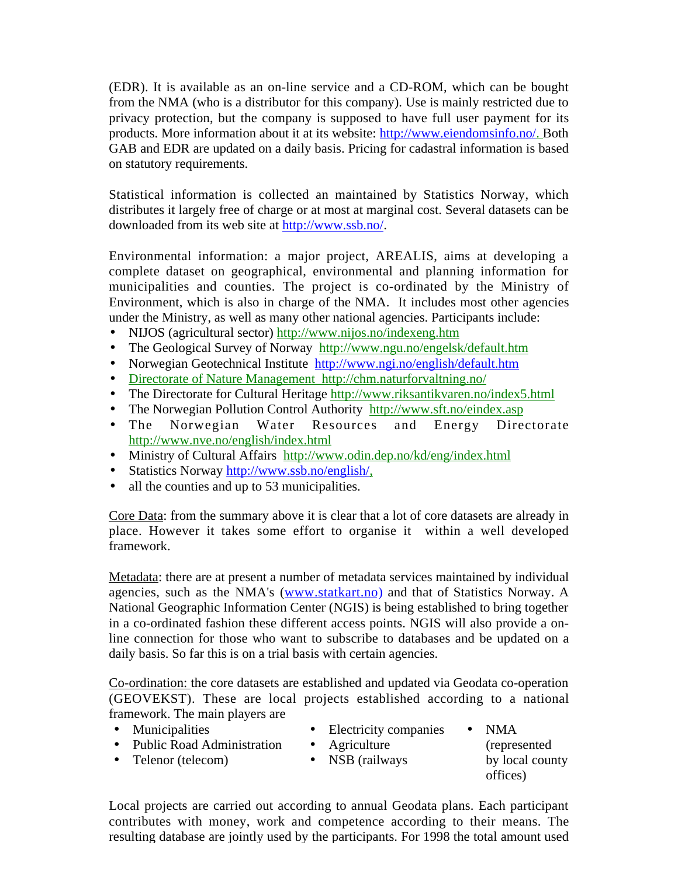(EDR). It is available as an on-line service and a CD-ROM, which can be bought from the NMA (who is a distributor for this company). Use is mainly restricted due to privacy protection, but the company is supposed to have full user payment for its products. More information about it at its website: http://www.eiendomsinfo.no/. Both GAB and EDR are updated on a daily basis. Pricing for cadastral information is based on statutory requirements.

Statistical information is collected an maintained by Statistics Norway, which distributes it largely free of charge or at most at marginal cost. Several datasets can be downloaded from its web site at http://www.ssb.no/.

Environmental information: a major project, AREALIS, aims at developing a complete dataset on geographical, environmental and planning information for municipalities and counties. The project is co-ordinated by the Ministry of Environment, which is also in charge of the NMA. It includes most other agencies under the Ministry, as well as many other national agencies. Participants include:

- NIJOS (agricultural sector) http://www.nijos.no/indexeng.htm
- The Geological Survey of Norway http://www.ngu.no/engelsk/default.htm
- Norwegian Geotechnical Institute http://www.ngi.no/english/default.htm
- Directorate of Nature Management http://chm.naturforvaltning.no/
- The Directorate for Cultural Heritage http://www.riksantikvaren.no/index5.html
- The Norwegian Pollution Control Authority http://www.sft.no/eindex.asp
- The Norwegian Water Resources and Energy Directorate http://www.nve.no/english/index.html
- Ministry of Cultural Affairs http://www.odin.dep.no/kd/eng/index.html
- Statistics Norway http://www.ssb.no/english/,
- all the counties and up to 53 municipalities.

Core Data: from the summary above it is clear that a lot of core datasets are already in place. However it takes some effort to organise it within a well developed framework.

Metadata: there are at present a number of metadata services maintained by individual agencies, such as the NMA's (www.statkart.no) and that of Statistics Norway. A National Geographic Information Center (NGIS) is being established to bring together in a co-ordinated fashion these different access points. NGIS will also provide a on-line connection for those who want to subscribe to databases and be updated on a daily basis. So far this is on a trial basis with certain agencies.

Co-ordination: the core datasets are established and updated via Geodata co-operation (GEOVEKST). These are local projects established according to a national framework. The main players are

- Municipalities
- Public Road Administration
- Telenor (telecom)
- Electricity companies
- Agriculture
- NSB (railways
- NMA (represented by local county offices)

Local projects are carried out according to annual Geodata plans. Each participant contributes with money, work and competence according to their means. The resulting database are jointly used by the participants. For 1998 the total amount used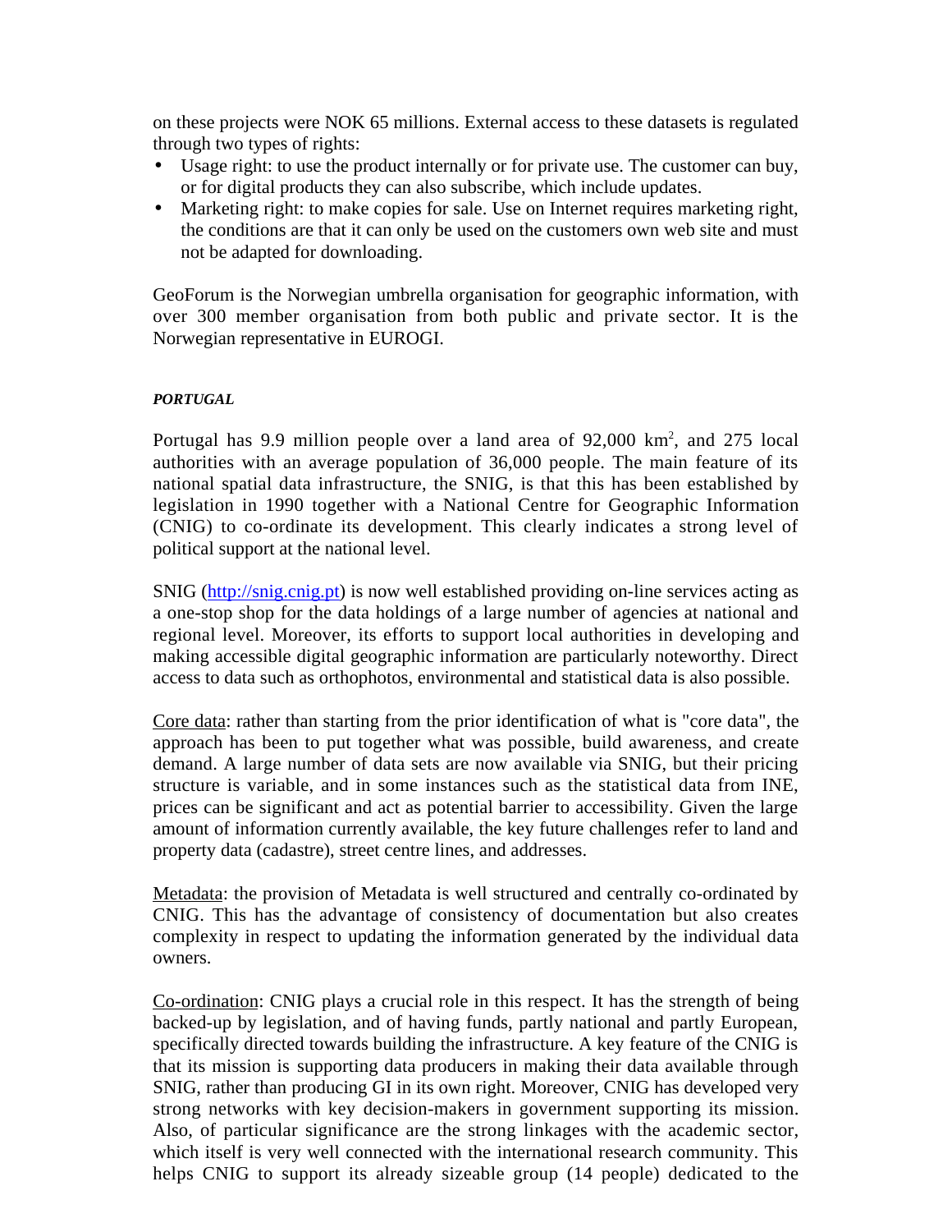on these projects were NOK 65 millions. External access to these datasets is regulated through two types of rights:

- Usage right: to use the product internally or for private use. The customer can buy, or for digital products they can also subscribe, which include updates.
- Marketing right: to make copies for sale. Use on Internet requires marketing right, the conditions are that it can only be used on the customers own web site and must not be adapted for downloading.

GeoForum is the Norwegian umbrella organisation for geographic information, with over 300 member organisation from both public and private sector. It is the Norwegian representative in EUROGI.

***PORTUGAL***

Portugal has 9.9 million people over a land area of 92,000 km$^2$, and 275 local authorities with an average population of 36,000 people. The main feature of its national spatial data infrastructure, the SNIG, is that this has been established by legislation in 1990 together with a National Centre for Geographic Information (CNIG) to co-ordinate its development. This clearly indicates a strong level of political support at the national level.

SNIG ([http://snig.cnig.pt](http://snig.cnig.pt)) is now well established providing on-line services acting as a one-stop shop for the data holdings of a large number of agencies at national and regional level. Moreover, its efforts to support local authorities in developing and making accessible digital geographic information are particularly noteworthy. Direct access to data such as orthophotos, environmental and statistical data is also possible.

<u>Core data</u>: rather than starting from the prior identification of what is "core data", the approach has been to put together what was possible, build awareness, and create demand. A large number of data sets are now available via SNIG, but their pricing structure is variable, and in some instances such as the statistical data from INE, prices can be significant and act as potential barrier to accessibility. Given the large amount of information currently available, the key future challenges refer to land and property data (cadastre), street centre lines, and addresses.

<u>Metadata</u>: the provision of Metadata is well structured and centrally co-ordinated by CNIG. This has the advantage of consistency of documentation but also creates complexity in respect to updating the information generated by the individual data owners.

<u>Co-ordination</u>: CNIG plays a crucial role in this respect. It has the strength of being backed-up by legislation, and of having funds, partly national and partly European, specifically directed towards building the infrastructure. A key feature of the CNIG is that its mission is supporting data producers in making their data available through SNIG, rather than producing GI in its own right. Moreover, CNIG has developed very strong networks with key decision-makers in government supporting its mission. Also, of particular significance are the strong linkages with the academic sector, which itself is very well connected with the international research community. This helps CNIG to support its already sizeable group (14 people) dedicated to the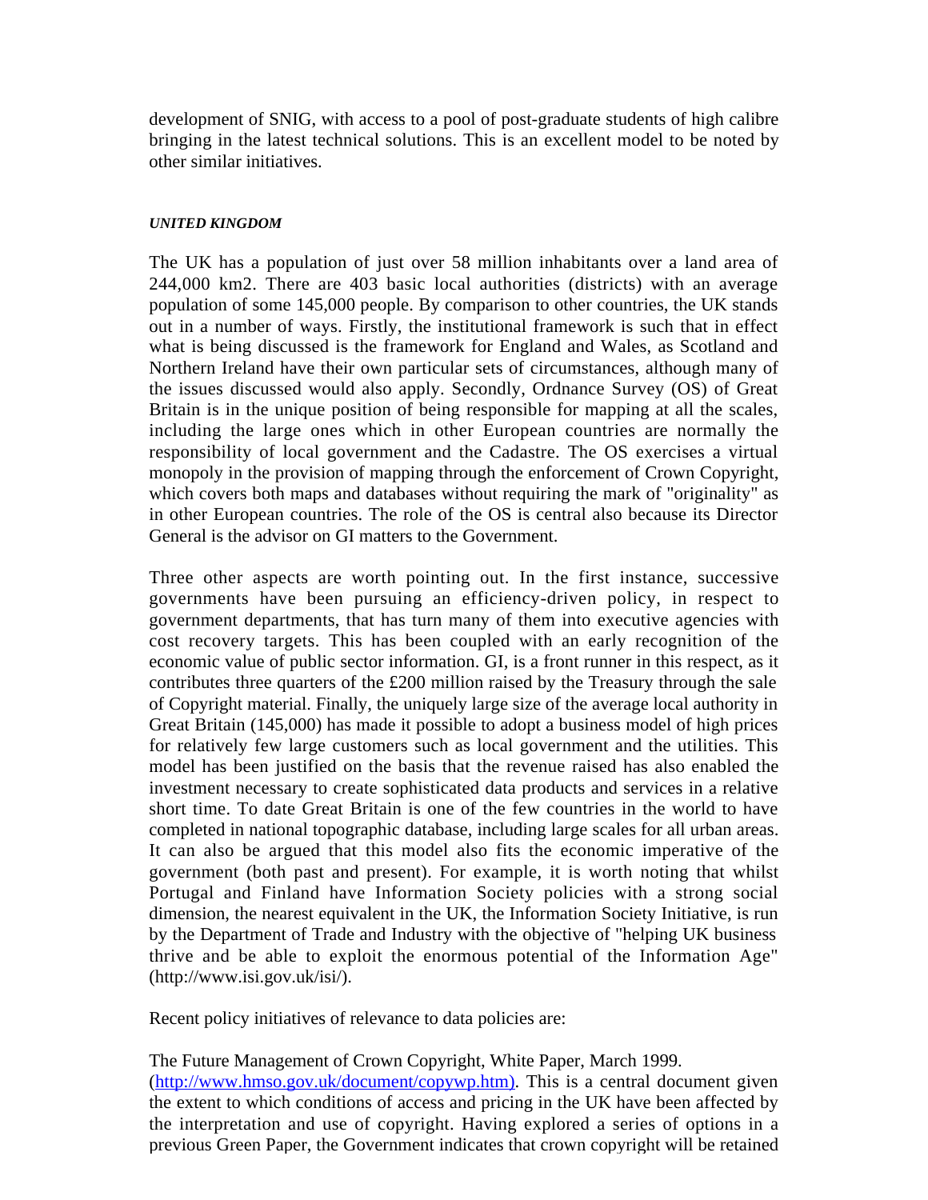development of SNIG, with access to a pool of post-graduate students of high calibre bringing in the latest technical solutions. This is an excellent model to be noted by other similar initiatives.

***UNITED KINGDOM***

The UK has a population of just over 58 million inhabitants over a land area of 244,000 km2. There are 403 basic local authorities (districts) with an average population of some 145,000 people. By comparison to other countries, the UK stands out in a number of ways. Firstly, the institutional framework is such that in effect what is being discussed is the framework for England and Wales, as Scotland and Northern Ireland have their own particular sets of circumstances, although many of the issues discussed would also apply. Secondly, Ordnance Survey (OS) of Great Britain is in the unique position of being responsible for mapping at all the scales, including the large ones which in other European countries are normally the responsibility of local government and the Cadastre. The OS exercises a virtual monopoly in the provision of mapping through the enforcement of Crown Copyright, which covers both maps and databases without requiring the mark of "originality" as in other European countries. The role of the OS is central also because its Director General is the advisor on GI matters to the Government.

Three other aspects are worth pointing out. In the first instance, successive governments have been pursuing an efficiency-driven policy, in respect to government departments, that has turn many of them into executive agencies with cost recovery targets. This has been coupled with an early recognition of the economic value of public sector information. GI, is a front runner in this respect, as it contributes three quarters of the £200 million raised by the Treasury through the sale of Copyright material. Finally, the uniquely large size of the average local authority in Great Britain (145,000) has made it possible to adopt a business model of high prices for relatively few large customers such as local government and the utilities. This model has been justified on the basis that the revenue raised has also enabled the investment necessary to create sophisticated data products and services in a relative short time. To date Great Britain is one of the few countries in the world to have completed in national topographic database, including large scales for all urban areas. It can also be argued that this model also fits the economic imperative of the government (both past and present). For example, it is worth noting that whilst Portugal and Finland have Information Society policies with a strong social dimension, the nearest equivalent in the UK, the Information Society Initiative, is run by the Department of Trade and Industry with the objective of "helping UK business thrive and be able to exploit the enormous potential of the Information Age" (http://www.isi.gov.uk/isi/).

Recent policy initiatives of relevance to data policies are:

The Future Management of Crown Copyright, White Paper, March 1999. (http://www.hmso.gov.uk/document/copywp.htm). This is a central document given the extent to which conditions of access and pricing in the UK have been affected by the interpretation and use of copyright. Having explored a series of options in a previous Green Paper, the Government indicates that crown copyright will be retained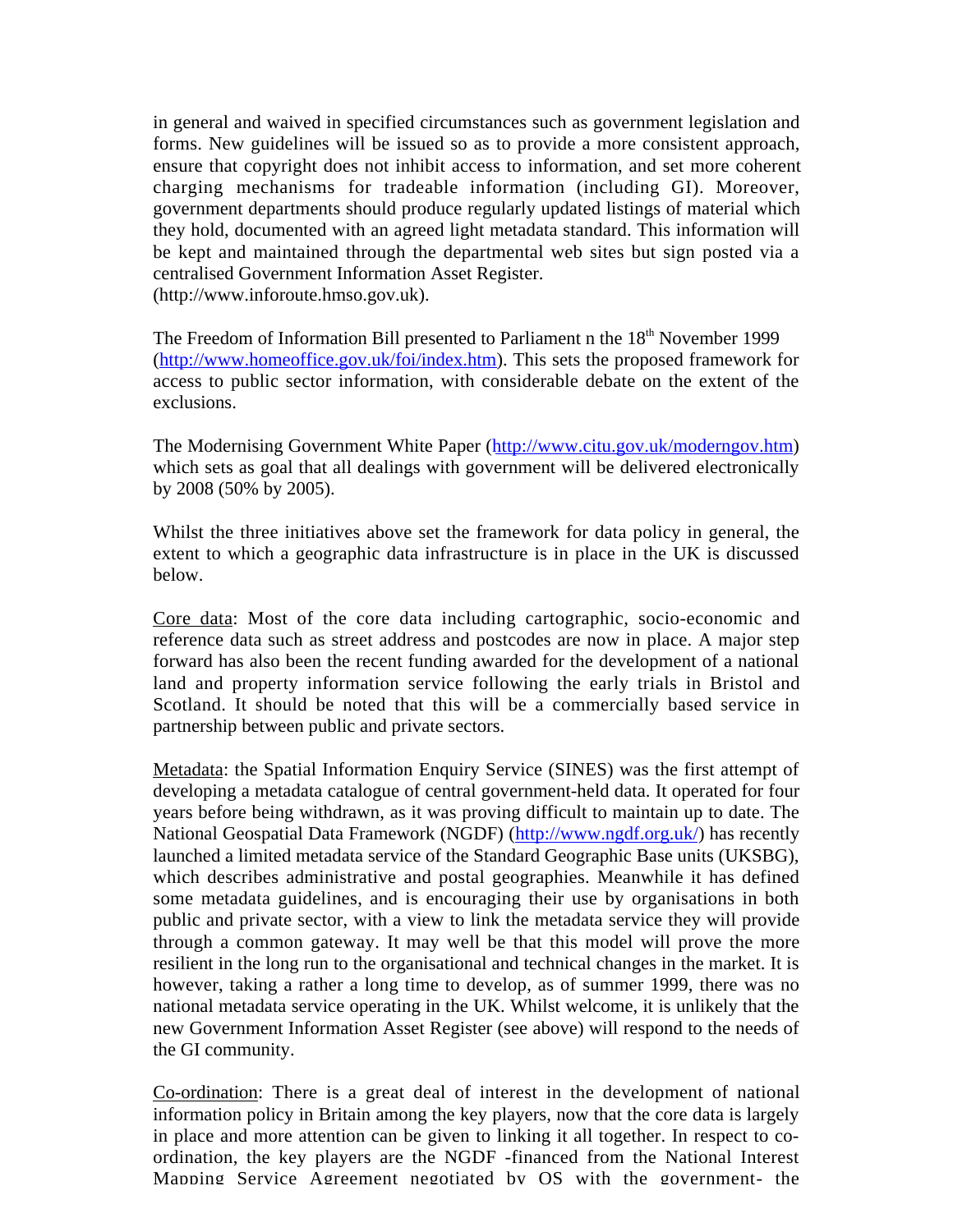in general and waived in specified circumstances such as government legislation and forms. New guidelines will be issued so as to provide a more consistent approach, ensure that copyright does not inhibit access to information, and set more coherent charging mechanisms for tradeable information (including GI). Moreover, government departments should produce regularly updated listings of material which they hold, documented with an agreed light metadata standard. This information will be kept and maintained through the departmental web sites but sign posted via a centralised Government Information Asset Register. (http://www.inforoute.hmso.gov.uk).

The Freedom of Information Bill presented to Parliament n the 18th November 1999 (http://www.homeoffice.gov.uk/foi/index.htm). This sets the proposed framework for access to public sector information, with considerable debate on the extent of the exclusions.

The Modernising Government White Paper (http://www.citu.gov.uk/moderngov.htm) which sets as goal that all dealings with government will be delivered electronically by 2008 (50% by 2005).

Whilst the three initiatives above set the framework for data policy in general, the extent to which a geographic data infrastructure is in place in the UK is discussed below.

Core data: Most of the core data including cartographic, socio-economic and reference data such as street address and postcodes are now in place. A major step forward has also been the recent funding awarded for the development of a national land and property information service following the early trials in Bristol and Scotland. It should be noted that this will be a commercially based service in partnership between public and private sectors.

Metadata: the Spatial Information Enquiry Service (SINES) was the first attempt of developing a metadata catalogue of central government-held data. It operated for four years before being withdrawn, as it was proving difficult to maintain up to date. The National Geospatial Data Framework (NGDF) (http://www.ngdf.org.uk/) has recently launched a limited metadata service of the Standard Geographic Base units (UKSBG), which describes administrative and postal geographies. Meanwhile it has defined some metadata guidelines, and is encouraging their use by organisations in both public and private sector, with a view to link the metadata service they will provide through a common gateway. It may well be that this model will prove the more resilient in the long run to the organisational and technical changes in the market. It is however, taking a rather a long time to develop, as of summer 1999, there was no national metadata service operating in the UK. Whilst welcome, it is unlikely that the new Government Information Asset Register (see above) will respond to the needs of the GI community.

Co-ordination: There is a great deal of interest in the development of national information policy in Britain among the key players, now that the core data is largely in place and more attention can be given to linking it all together. In respect to co-ordination, the key players are the NGDF -financed from the National Interest Mapping Service Agreement negotiated by OS with the government- the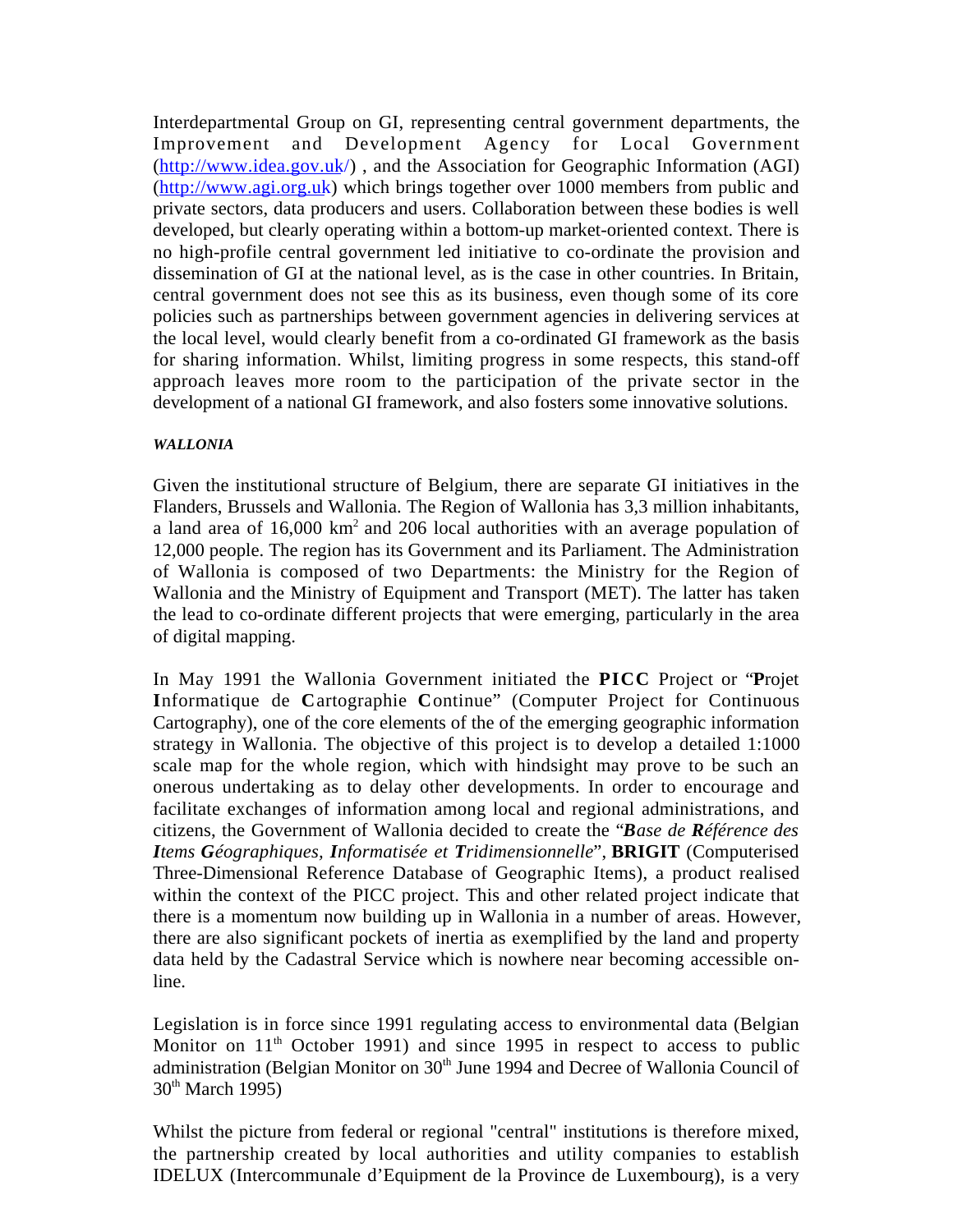Interdepartmental Group on GI, representing central government departments, the Improvement and Development Agency for Local Government (http://www.idea.gov.uk/) , and the Association for Geographic Information (AGI) (http://www.agi.org.uk) which brings together over 1000 members from public and private sectors, data producers and users. Collaboration between these bodies is well developed, but clearly operating within a bottom-up market-oriented context. There is no high-profile central government led initiative to co-ordinate the provision and dissemination of GI at the national level, as is the case in other countries. In Britain, central government does not see this as its business, even though some of its core policies such as partnerships between government agencies in delivering services at the local level, would clearly benefit from a co-ordinated GI framework as the basis for sharing information. Whilst, limiting progress in some respects, this stand-off approach leaves more room to the participation of the private sector in the development of a national GI framework, and also fosters some innovative solutions.

***WALLONIA***

Given the institutional structure of Belgium, there are separate GI initiatives in the Flanders, Brussels and Wallonia. The Region of Wallonia has 3,3 million inhabitants, a land area of 16,000 km$^2$ and 206 local authorities with an average population of 12,000 people. The region has its Government and its Parliament. The Administration of Wallonia is composed of two Departments: the Ministry for the Region of Wallonia and the Ministry of Equipment and Transport (MET). The latter has taken the lead to co-ordinate different projects that were emerging, particularly in the area of digital mapping.

In May 1991 the Wallonia Government initiated the **PICC** Project or "**P**rojet **I**nformatique de **C**artographie **C**ontinue" (Computer Project for Continuous Cartography), one of the core elements of the of the emerging geographic information strategy in Wallonia. The objective of this project is to develop a detailed 1:1000 scale map for the whole region, which with hindsight may prove to be such an onerous undertaking as to delay other developments. In order to encourage and facilitate exchanges of information among local and regional administrations, and citizens, the Government of Wallonia decided to create the "***B****ase de* ***R****éférence des* ***I****tems* ***G****éographiques,* ***I****nformatisée et* ***T****ridimensionnelle*", **BRIGIT** (Computerised Three-Dimensional Reference Database of Geographic Items), a product realised within the context of the PICC project. This and other related project indicate that there is a momentum now building up in Wallonia in a number of areas. However, there are also significant pockets of inertia as exemplified by the land and property data held by the Cadastral Service which is nowhere near becoming accessible on-line.

Legislation is in force since 1991 regulating access to environmental data (Belgian Monitor on 11$^{th}$ October 1991) and since 1995 in respect to access to public administration (Belgian Monitor on 30$^{th}$ June 1994 and Decree of Wallonia Council of 30$^{th}$ March 1995)

Whilst the picture from federal or regional "central" institutions is therefore mixed, the partnership created by local authorities and utility companies to establish IDELUX (Intercommunale d'Equipment de la Province de Luxembourg), is a very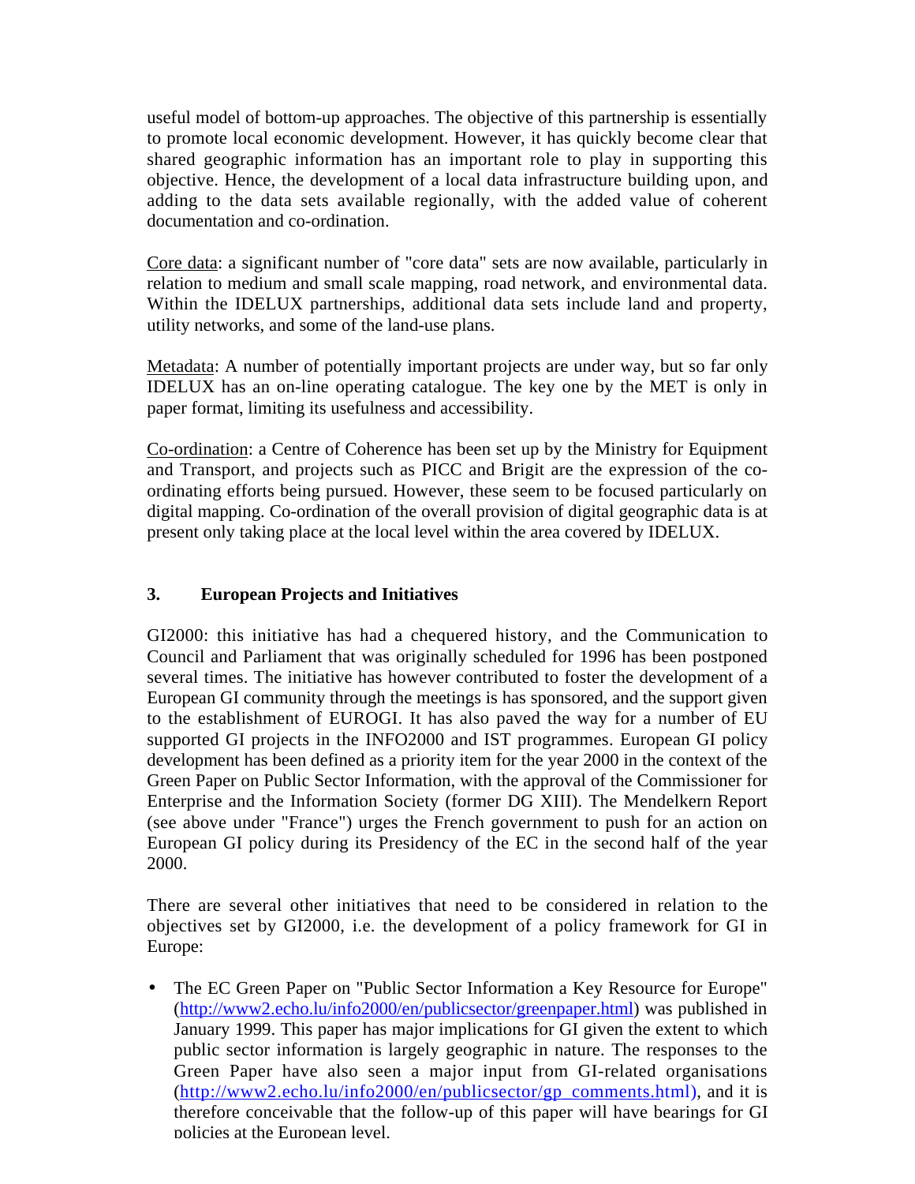useful model of bottom-up approaches. The objective of this partnership is essentially to promote local economic development. However, it has quickly become clear that shared geographic information has an important role to play in supporting this objective. Hence, the development of a local data infrastructure building upon, and adding to the data sets available regionally, with the added value of coherent documentation and co-ordination.

Core data: a significant number of "core data" sets are now available, particularly in relation to medium and small scale mapping, road network, and environmental data. Within the IDELUX partnerships, additional data sets include land and property, utility networks, and some of the land-use plans.

Metadata: A number of potentially important projects are under way, but so far only IDELUX has an on-line operating catalogue. The key one by the MET is only in paper format, limiting its usefulness and accessibility.

Co-ordination: a Centre of Coherence has been set up by the Ministry for Equipment and Transport, and projects such as PICC and Brigit are the expression of the co-ordinating efforts being pursued. However, these seem to be focused particularly on digital mapping. Co-ordination of the overall provision of digital geographic data is at present only taking place at the local level within the area covered by IDELUX.

## 3. European Projects and Initiatives

GI2000: this initiative has had a chequered history, and the Communication to Council and Parliament that was originally scheduled for 1996 has been postponed several times. The initiative has however contributed to foster the development of a European GI community through the meetings is has sponsored, and the support given to the establishment of EUROGI. It has also paved the way for a number of EU supported GI projects in the INFO2000 and IST programmes. European GI policy development has been defined as a priority item for the year 2000 in the context of the Green Paper on Public Sector Information, with the approval of the Commissioner for Enterprise and the Information Society (former DG XIII). The Mendelkern Report (see above under "France") urges the French government to push for an action on European GI policy during its Presidency of the EC in the second half of the year 2000.

There are several other initiatives that need to be considered in relation to the objectives set by GI2000, i.e. the development of a policy framework for GI in Europe:

- The EC Green Paper on "Public Sector Information a Key Resource for Europe" (http://www2.echo.lu/info2000/en/publicsector/greenpaper.html) was published in January 1999. This paper has major implications for GI given the extent to which public sector information is largely geographic in nature. The responses to the Green Paper have also seen a major input from GI-related organisations (http://www2.echo.lu/info2000/en/publicsector/gp_comments.html), and it is therefore conceivable that the follow-up of this paper will have bearings for GI policies at the European level.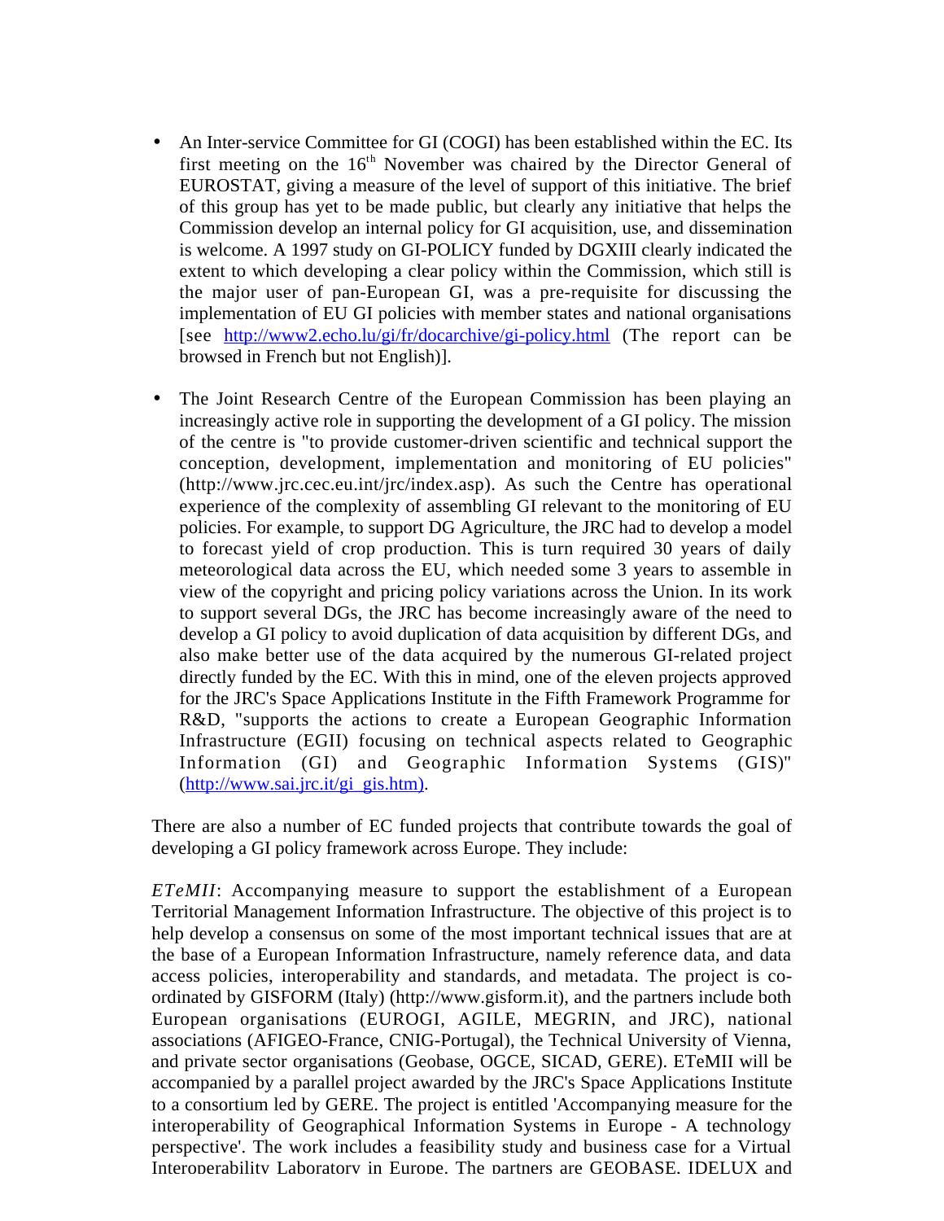- An Inter-service Committee for GI (COGI) has been established within the EC. Its first meeting on the 16th November was chaired by the Director General of EUROSTAT, giving a measure of the level of support of this initiative. The brief of this group has yet to be made public, but clearly any initiative that helps the Commission develop an internal policy for GI acquisition, use, and dissemination is welcome. A 1997 study on GI-POLICY funded by DGXIII clearly indicated the extent to which developing a clear policy within the Commission, which still is the major user of pan-European GI, was a pre-requisite for discussing the implementation of EU GI policies with member states and national organisations [see http://www2.echo.lu/gi/fr/docarchive/gi-policy.html (The report can be browsed in French but not English)].

- The Joint Research Centre of the European Commission has been playing an increasingly active role in supporting the development of a GI policy. The mission of the centre is "to provide customer-driven scientific and technical support the conception, development, implementation and monitoring of EU policies" (http://www.jrc.cec.eu.int/jrc/index.asp). As such the Centre has operational experience of the complexity of assembling GI relevant to the monitoring of EU policies. For example, to support DG Agriculture, the JRC had to develop a model to forecast yield of crop production. This is turn required 30 years of daily meteorological data across the EU, which needed some 3 years to assemble in view of the copyright and pricing policy variations across the Union. In its work to support several DGs, the JRC has become increasingly aware of the need to develop a GI policy to avoid duplication of data acquisition by different DGs, and also make better use of the data acquired by the numerous GI-related project directly funded by the EC. With this in mind, one of the eleven projects approved for the JRC's Space Applications Institute in the Fifth Framework Programme for R&D, "supports the actions to create a European Geographic Information Infrastructure (EGII) focusing on technical aspects related to Geographic Information (GI) and Geographic Information Systems (GIS)" (http://www.sai.jrc.it/gi_gis.htm).

There are also a number of EC funded projects that contribute towards the goal of developing a GI policy framework across Europe. They include:

*ETeMII*: Accompanying measure to support the establishment of a European Territorial Management Information Infrastructure. The objective of this project is to help develop a consensus on some of the most important technical issues that are at the base of a European Information Infrastructure, namely reference data, and data access policies, interoperability and standards, and metadata. The project is co-ordinated by GISFORM (Italy) (http://www.gisform.it), and the partners include both European organisations (EUROGI, AGILE, MEGRIN, and JRC), national associations (AFIGEO-France, CNIG-Portugal), the Technical University of Vienna, and private sector organisations (Geobase, OGCE, SICAD, GERE). ETeMII will be accompanied by a parallel project awarded by the JRC's Space Applications Institute to a consortium led by GERE. The project is entitled 'Accompanying measure for the interoperability of Geographical Information Systems in Europe - A technology perspective'. The work includes a feasibility study and business case for a Virtual Interoperability Laboratory in Europe. The partners are GEOBASE, IDELUX and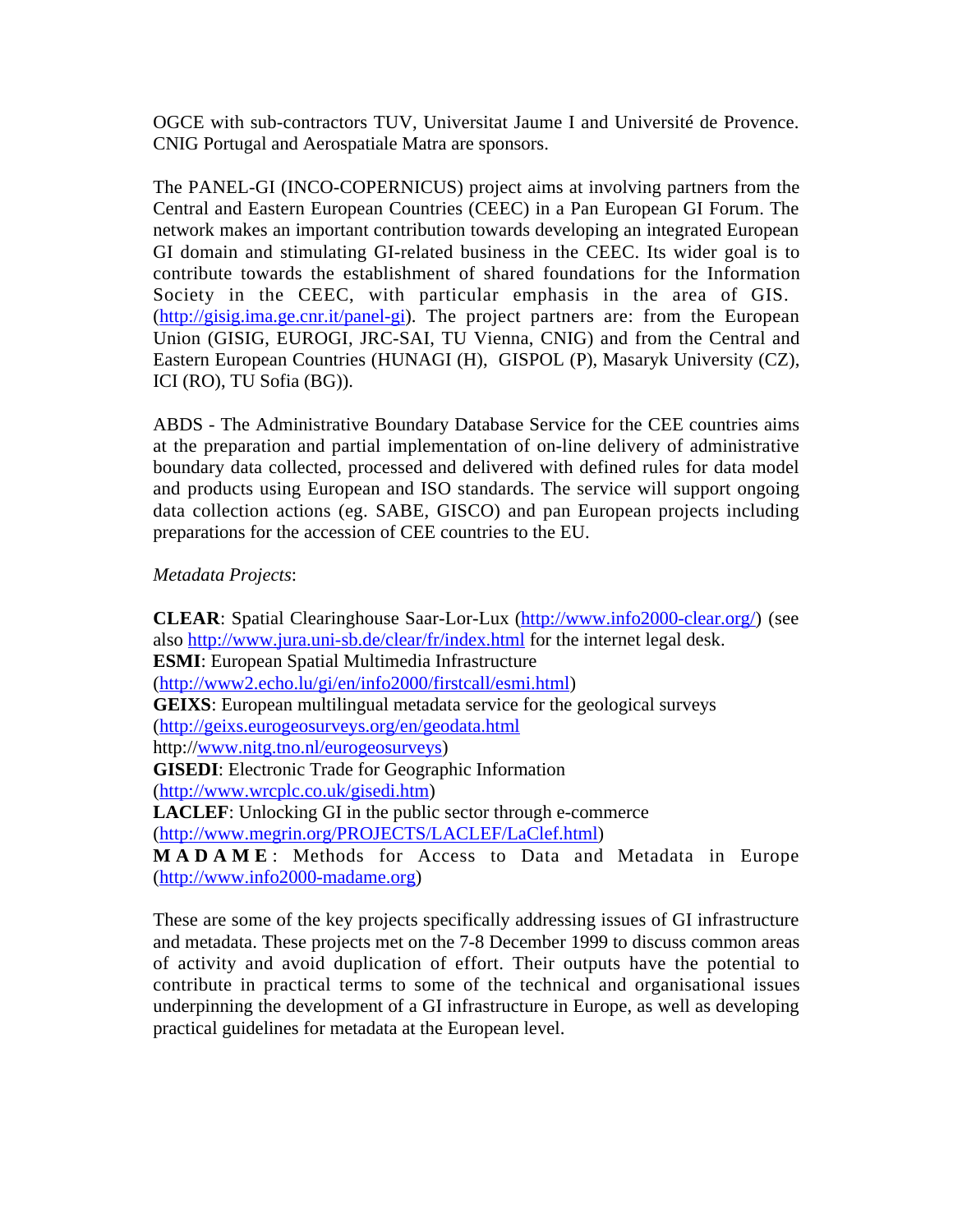OGCE with sub-contractors TUV, Universitat Jaume I and Université de Provence. CNIG Portugal and Aerospatiale Matra are sponsors.

The PANEL-GI (INCO-COPERNICUS) project aims at involving partners from the Central and Eastern European Countries (CEEC) in a Pan European GI Forum. The network makes an important contribution towards developing an integrated European GI domain and stimulating GI-related business in the CEEC. Its wider goal is to contribute towards the establishment of shared foundations for the Information Society in the CEEC, with particular emphasis in the area of GIS. (http://gisig.ima.ge.cnr.it/panel-gi). The project partners are: from the European Union (GISIG, EUROGI, JRC-SAI, TU Vienna, CNIG) and from the Central and Eastern European Countries (HUNAGI (H), GISPOL (P), Masaryk University (CZ), ICI (RO), TU Sofia (BG)).

ABDS - The Administrative Boundary Database Service for the CEE countries aims at the preparation and partial implementation of on-line delivery of administrative boundary data collected, processed and delivered with defined rules for data model and products using European and ISO standards. The service will support ongoing data collection actions (eg. SABE, GISCO) and pan European projects including preparations for the accession of CEE countries to the EU.

*Metadata Projects*:

**CLEAR**: Spatial Clearinghouse Saar-Lor-Lux (http://www.info2000-clear.org/) (see also http://www.jura.uni-sb.de/clear/fr/index.html for the internet legal desk.
**ESMI**: European Spatial Multimedia Infrastructure (http://www2.echo.lu/gi/en/info2000/firstcall/esmi.html)
**GEIXS**: European multilingual metadata service for the geological surveys (http://geixs.eurogeosurveys.org/en/geodata.html http://www.nitg.tno.nl/eurogeosurveys)
**GISEDI**: Electronic Trade for Geographic Information (http://www.wrcplc.co.uk/gisedi.htm)
**LACLEF**: Unlocking GI in the public sector through e-commerce (http://www.megrin.org/PROJECTS/LACLEF/LaClef.html)
**MADAME**: Methods for Access to Data and Metadata in Europe (http://www.info2000-madame.org)

These are some of the key projects specifically addressing issues of GI infrastructure and metadata. These projects met on the 7-8 December 1999 to discuss common areas of activity and avoid duplication of effort. Their outputs have the potential to contribute in practical terms to some of the technical and organisational issues underpinning the development of a GI infrastructure in Europe, as well as developing practical guidelines for metadata at the European level.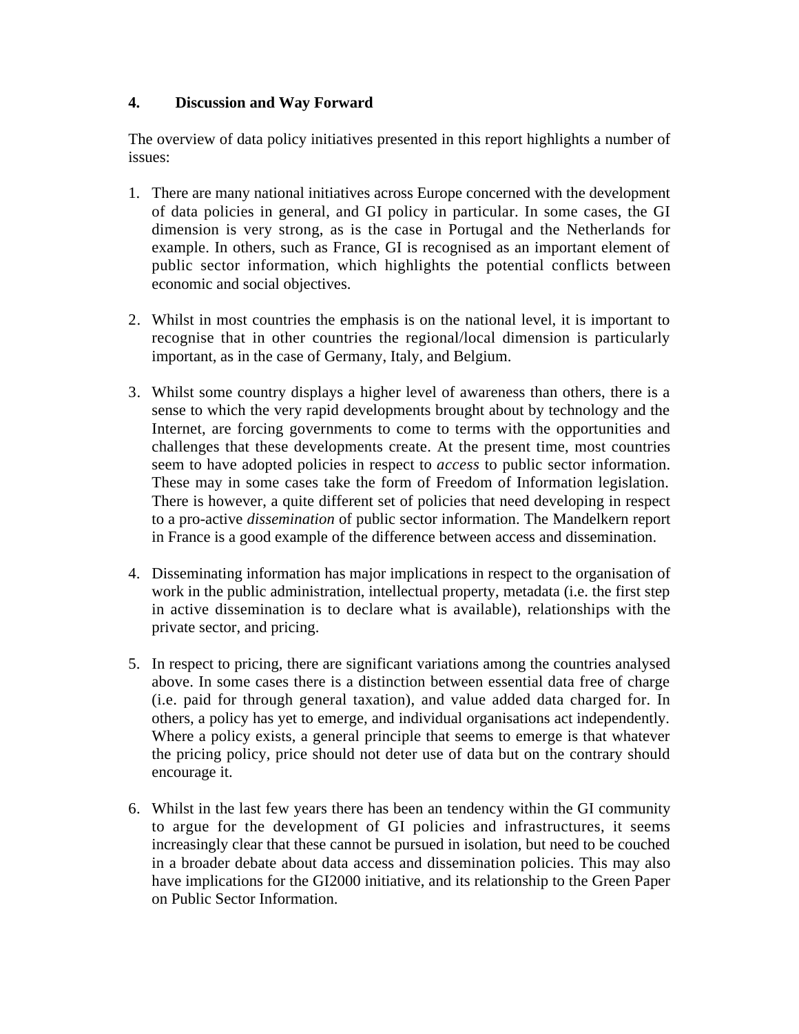## 4. Discussion and Way Forward

The overview of data policy initiatives presented in this report highlights a number of issues:

1. There are many national initiatives across Europe concerned with the development of data policies in general, and GI policy in particular. In some cases, the GI dimension is very strong, as is the case in Portugal and the Netherlands for example. In others, such as France, GI is recognised as an important element of public sector information, which highlights the potential conflicts between economic and social objectives.

2. Whilst in most countries the emphasis is on the national level, it is important to recognise that in other countries the regional/local dimension is particularly important, as in the case of Germany, Italy, and Belgium.

3. Whilst some country displays a higher level of awareness than others, there is a sense to which the very rapid developments brought about by technology and the Internet, are forcing governments to come to terms with the opportunities and challenges that these developments create. At the present time, most countries seem to have adopted policies in respect to *access* to public sector information. These may in some cases take the form of Freedom of Information legislation. There is however, a quite different set of policies that need developing in respect to a pro-active *dissemination* of public sector information. The Mandelkern report in France is a good example of the difference between access and dissemination.

4. Disseminating information has major implications in respect to the organisation of work in the public administration, intellectual property, metadata (i.e. the first step in active dissemination is to declare what is available), relationships with the private sector, and pricing.

5. In respect to pricing, there are significant variations among the countries analysed above. In some cases there is a distinction between essential data free of charge (i.e. paid for through general taxation), and value added data charged for. In others, a policy has yet to emerge, and individual organisations act independently. Where a policy exists, a general principle that seems to emerge is that whatever the pricing policy, price should not deter use of data but on the contrary should encourage it.

6. Whilst in the last few years there has been an tendency within the GI community to argue for the development of GI policies and infrastructures, it seems increasingly clear that these cannot be pursued in isolation, but need to be couched in a broader debate about data access and dissemination policies. This may also have implications for the GI2000 initiative, and its relationship to the Green Paper on Public Sector Information.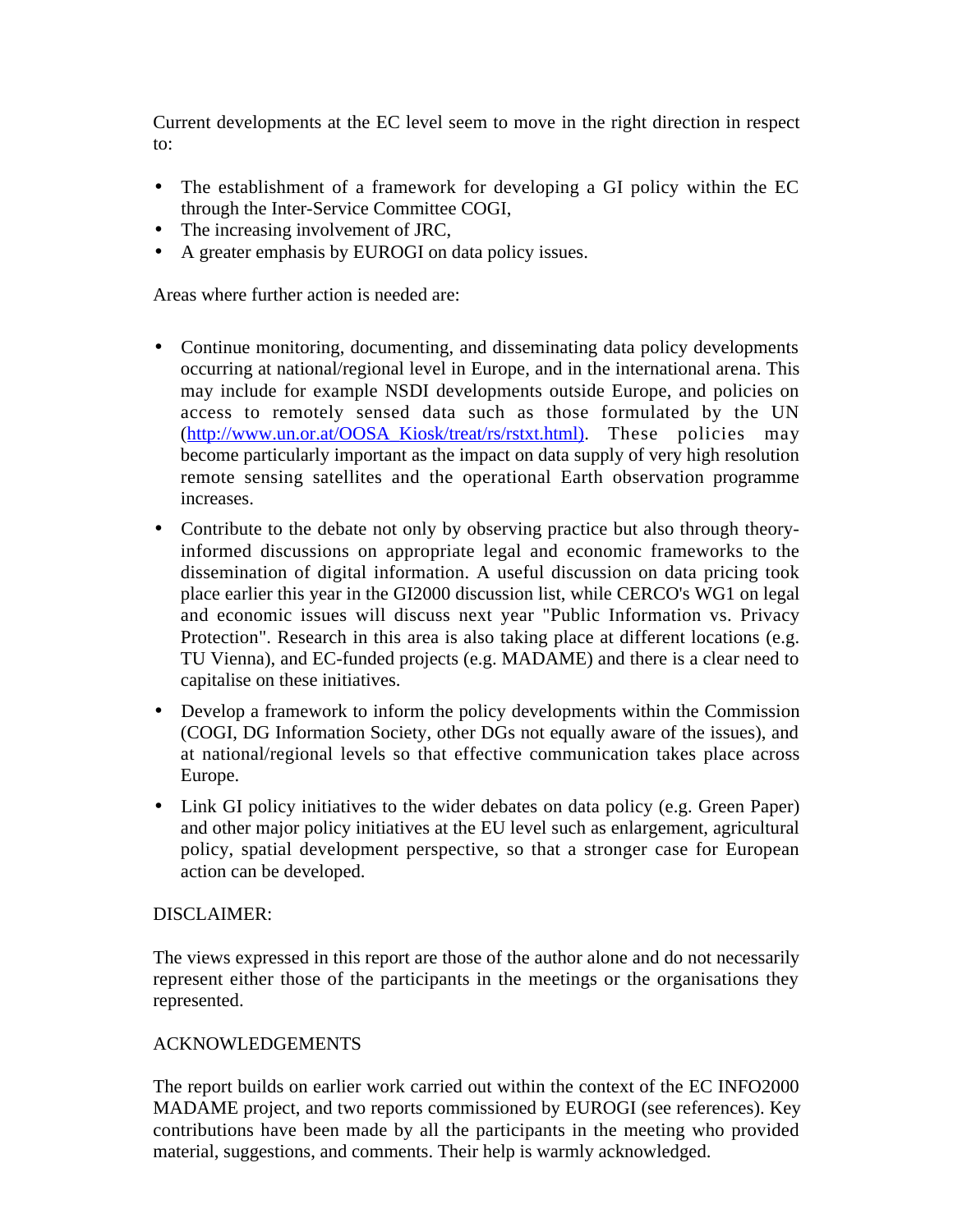Current developments at the EC level seem to move in the right direction in respect to:

- The establishment of a framework for developing a GI policy within the EC through the Inter-Service Committee COGI,
- The increasing involvement of JRC,
- A greater emphasis by EUROGI on data policy issues.

Areas where further action is needed are:

- Continue monitoring, documenting, and disseminating data policy developments occurring at national/regional level in Europe, and in the international arena. This may include for example NSDI developments outside Europe, and policies on access to remotely sensed data such as those formulated by the UN (http://www.un.or.at/OOSA_Kiosk/treat/rs/rstxt.html). These policies may become particularly important as the impact on data supply of very high resolution remote sensing satellites and the operational Earth observation programme increases.
- Contribute to the debate not only by observing practice but also through theory-informed discussions on appropriate legal and economic frameworks to the dissemination of digital information. A useful discussion on data pricing took place earlier this year in the GI2000 discussion list, while CERCO's WG1 on legal and economic issues will discuss next year "Public Information vs. Privacy Protection". Research in this area is also taking place at different locations (e.g. TU Vienna), and EC-funded projects (e.g. MADAME) and there is a clear need to capitalise on these initiatives.
- Develop a framework to inform the policy developments within the Commission (COGI, DG Information Society, other DGs not equally aware of the issues), and at national/regional levels so that effective communication takes place across Europe.
- Link GI policy initiatives to the wider debates on data policy (e.g. Green Paper) and other major policy initiatives at the EU level such as enlargement, agricultural policy, spatial development perspective, so that a stronger case for European action can be developed.

DISCLAIMER:

The views expressed in this report are those of the author alone and do not necessarily represent either those of the participants in the meetings or the organisations they represented.

ACKNOWLEDGEMENTS

The report builds on earlier work carried out within the context of the EC INFO2000 MADAME project, and two reports commissioned by EUROGI (see references). Key contributions have been made by all the participants in the meeting who provided material, suggestions, and comments. Their help is warmly acknowledged.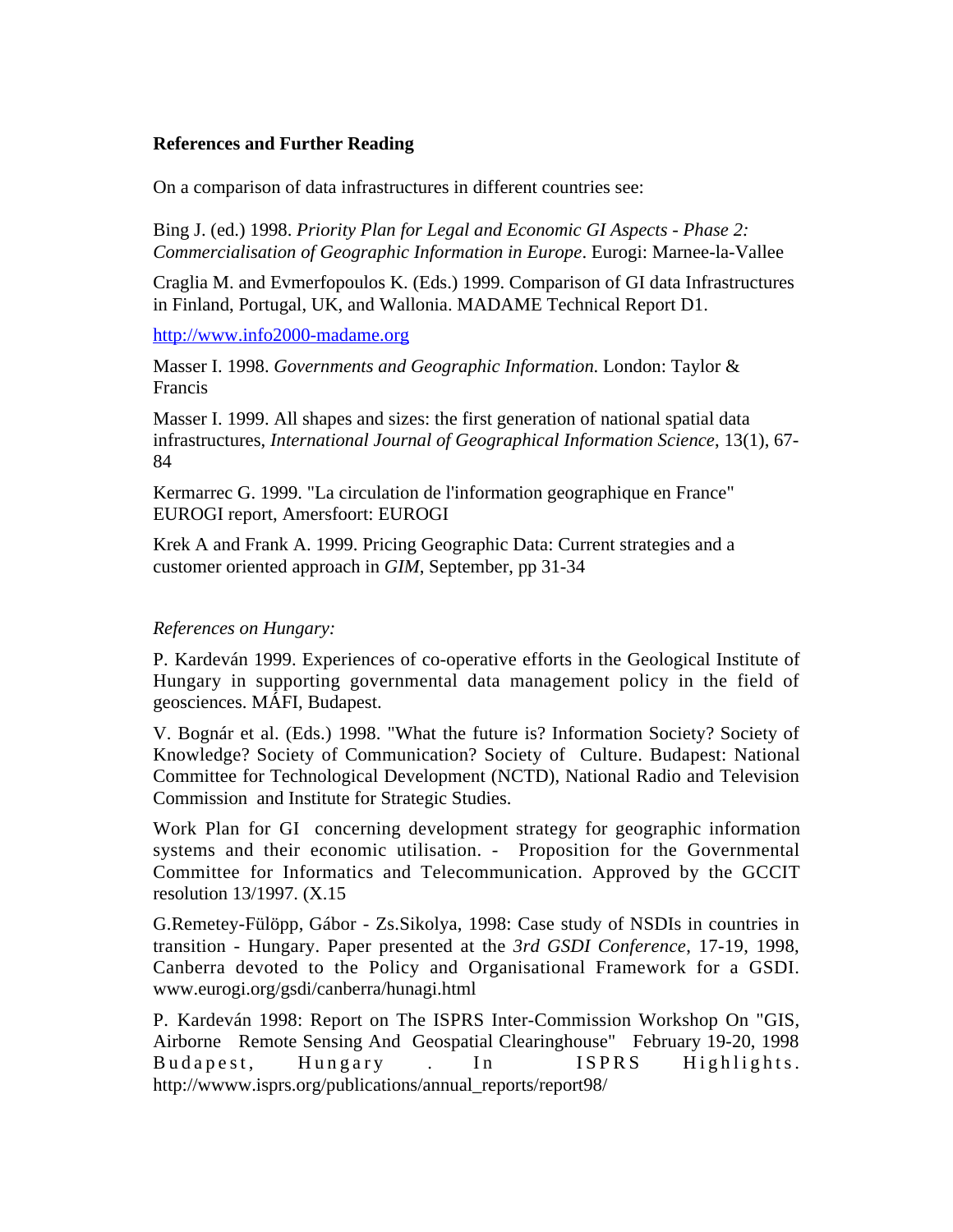**References and Further Reading**

On a comparison of data infrastructures in different countries see:

Bing J. (ed.) 1998. *Priority Plan for Legal and Economic GI Aspects - Phase 2: Commercialisation of Geographic Information in Europe*. Eurogi: Marnee-la-Vallee

Craglia M. and Evmerfopoulos K. (Eds.) 1999. Comparison of GI data Infrastructures in Finland, Portugal, UK, and Wallonia. MADAME Technical Report D1.

http://www.info2000-madame.org

Masser I. 1998. *Governments and Geographic Information.* London: Taylor & Francis

Masser I. 1999. All shapes and sizes: the first generation of national spatial data infrastructures, *International Journal of Geographical Information Science*, 13(1), 67-84

Kermarrec G. 1999. "La circulation de l'information geographique en France" EUROGI report, Amersfoort: EUROGI

Krek A and Frank A. 1999. Pricing Geographic Data: Current strategies and a customer oriented approach in *GIM*, September, pp 31-34

*References on Hungary:*

P. Kardeván 1999. Experiences of co-operative efforts in the Geological Institute of Hungary in supporting governmental data management policy in the field of geosciences. MÁFI, Budapest.

V. Bognár et al. (Eds.) 1998. "What the future is? Information Society? Society of Knowledge? Society of Communication? Society of Culture. Budapest: National Committee for Technological Development (NCTD), National Radio and Television Commission and Institute for Strategic Studies.

Work Plan for GI concerning development strategy for geographic information systems and their economic utilisation. - Proposition for the Governmental Committee for Informatics and Telecommunication. Approved by the GCCIT resolution 13/1997. (X.15

G.Remetey-Fülöpp, Gábor - Zs.Sikolya, 1998: Case study of NSDIs in countries in transition - Hungary. Paper presented at the *3rd GSDI Conference*, 17-19, 1998, Canberra devoted to the Policy and Organisational Framework for a GSDI. www.eurogi.org/gsdi/canberra/hunagi.html

P. Kardeván 1998: Report on The ISPRS Inter-Commission Workshop On "GIS, Airborne Remote Sensing And Geospatial Clearinghouse" February 19-20, 1998 Budapest, Hungary . In ISPRS Highlights. http://wwww.isprs.org/publications/annual_reports/report98/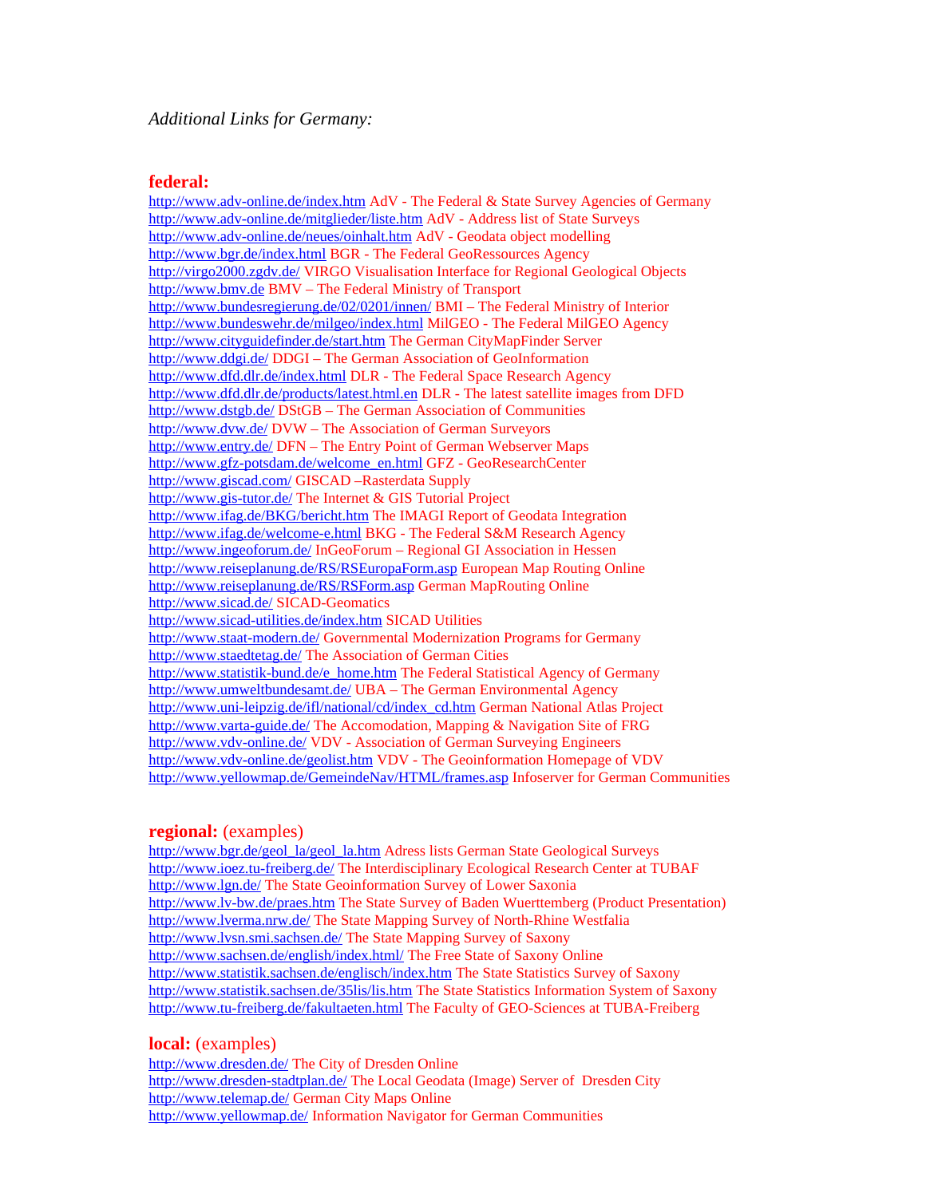*Additional Links for Germany:*

**federal:**

http://www.adv-online.de/index.htm AdV - The Federal & State Survey Agencies of Germany
http://www.adv-online.de/mitglieder/liste.htm AdV - Address list of State Surveys
http://www.adv-online.de/neues/oinhalt.htm AdV - Geodata object modelling
http://www.bgr.de/index.html BGR - The Federal GeoRessources Agency
http://virgo2000.zgdv.de/ VIRGO Visualisation Interface for Regional Geological Objects
http://www.bmv.de BMV – The Federal Ministry of Transport
http://www.bundesregierung.de/02/0201/innen/ BMI – The Federal Ministry of Interior
http://www.bundeswehr.de/milgeo/index.html MilGEO - The Federal MilGEO Agency
http://www.cityguidefinder.de/start.htm The German CityMapFinder Server
http://www.ddgi.de/ DDGI – The German Association of GeoInformation
http://www.dfd.dlr.de/index.html DLR - The Federal Space Research Agency
http://www.dfd.dlr.de/products/latest.html.en DLR - The latest satellite images from DFD
http://www.dstgb.de/ DStGB – The German Association of Communities
http://www.dvw.de/ DVW – The Association of German Surveyors
http://www.entry.de/ DFN – The Entry Point of German Webserver Maps
http://www.gfz-potsdam.de/welcome_en.html GFZ - GeoResearchCenter
http://www.giscad.com/ GISCAD –Rasterdata Supply
http://www.gis-tutor.de/ The Internet & GIS Tutorial Project
http://www.ifag.de/BKG/bericht.htm The IMAGI Report of Geodata Integration
http://www.ifag.de/welcome-e.html BKG - The Federal S&M Research Agency
http://www.ingeoforum.de/ InGeoForum – Regional GI Association in Hessen
http://www.reiseplanung.de/RS/RSEuropaForm.asp European Map Routing Online
http://www.reiseplanung.de/RS/RSForm.asp German MapRouting Online
http://www.sicad.de/ SICAD-Geomatics
http://www.sicad-utilities.de/index.htm SICAD Utilities
http://www.staat-modern.de/ Governmental Modernization Programs for Germany
http://www.staedtetag.de/ The Association of German Cities
http://www.statistik-bund.de/e_home.htm The Federal Statistical Agency of Germany
http://www.umweltbundesamt.de/ UBA – The German Environmental Agency
http://www.uni-leipzig.de/ifl/national/cd/index_cd.htm German National Atlas Project
http://www.varta-guide.de/ The Accomodation, Mapping & Navigation Site of FRG
http://www.vdv-online.de/ VDV - Association of German Surveying Engineers
http://www.vdv-online.de/geolist.htm VDV - The Geoinformation Homepage of VDV
http://www.yellowmap.de/GemeindeNav/HTML/frames.asp Infoserver for German Communities

**regional:** (examples)

http://www.bgr.de/geol_la/geol_la.htm Adress lists German State Geological Surveys
http://www.ioez.tu-freiberg.de/ The Interdisciplinary Ecological Research Center at TUBAF
http://www.lgn.de/ The State Geoinformation Survey of Lower Saxonia
http://www.lv-bw.de/praes.htm The State Survey of Baden Wuerttemberg (Product Presentation)
http://www.lverma.nrw.de/ The State Mapping Survey of North-Rhine Westfalia
http://www.lvsn.smi.sachsen.de/ The State Mapping Survey of Saxony
http://www.sachsen.de/english/index.html/ The Free State of Saxony Online
http://www.statistik.sachsen.de/englisch/index.htm The State Statistics Survey of Saxony
http://www.statistik.sachsen.de/35lis/lis.htm The State Statistics Information System of Saxony
http://www.tu-freiberg.de/fakultaeten.html The Faculty of GEO-Sciences at TUBA-Freiberg

**local:** (examples)

http://www.dresden.de/ The City of Dresden Online
http://www.dresden-stadtplan.de/ The Local Geodata (Image) Server of Dresden City
http://www.telemap.de/ German City Maps Online
http://www.yellowmap.de/ Information Navigator for German Communities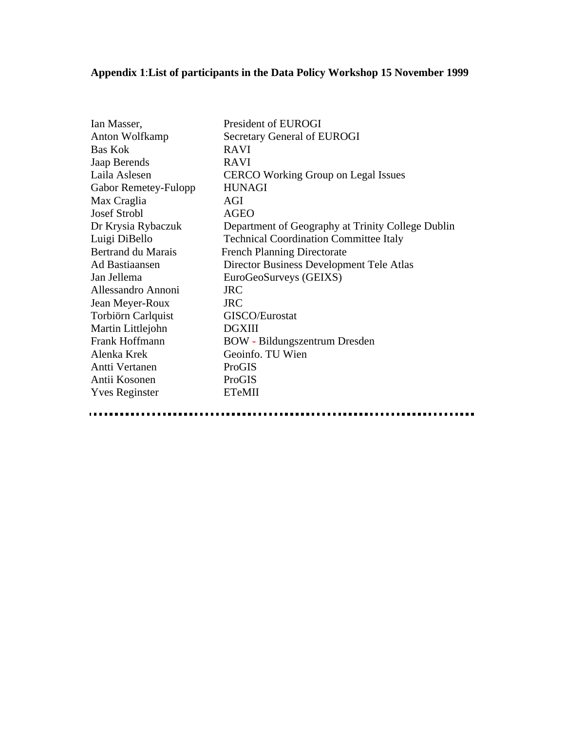**Appendix 1**:**List of participants in the Data Policy Workshop 15 November 1999**

| | |
|---|---|
| Ian Masser, | President of EUROGI |
| Anton Wolfkamp | Secretary General of EUROGI |
| Bas Kok | RAVI |
| Jaap Berends | RAVI |
| Laila Aslesen | CERCO Working Group on Legal Issues |
| Gabor Remetey-Fulopp | HUNAGI |
| Max Craglia | AGI |
| Josef Strobl | AGEO |
| Dr Krysia Rybaczuk | Department of Geography at Trinity College Dublin |
| Luigi DiBello | Technical Coordination Committee Italy |
| Bertrand du Marais | French Planning Directorate |
| Ad Bastiaansen | Director Business Development Tele Atlas |
| Jan Jellema | EuroGeoSurveys (GEIXS) |
| Allessandro Annoni | JRC |
| Jean Meyer-Roux | JRC |
| Torbiörn Carlquist | GISCO/Eurostat |
| Martin Littlejohn | DGXIII |
| Frank Hoffmann | BOW - Bildungszentrum Dresden |
| Alenka Krek | Geoinfo. TU Wien |
| Antti Vertanen | ProGIS |
| Antii Kosonen | ProGIS |
| Yves Reginster | ETeMII |